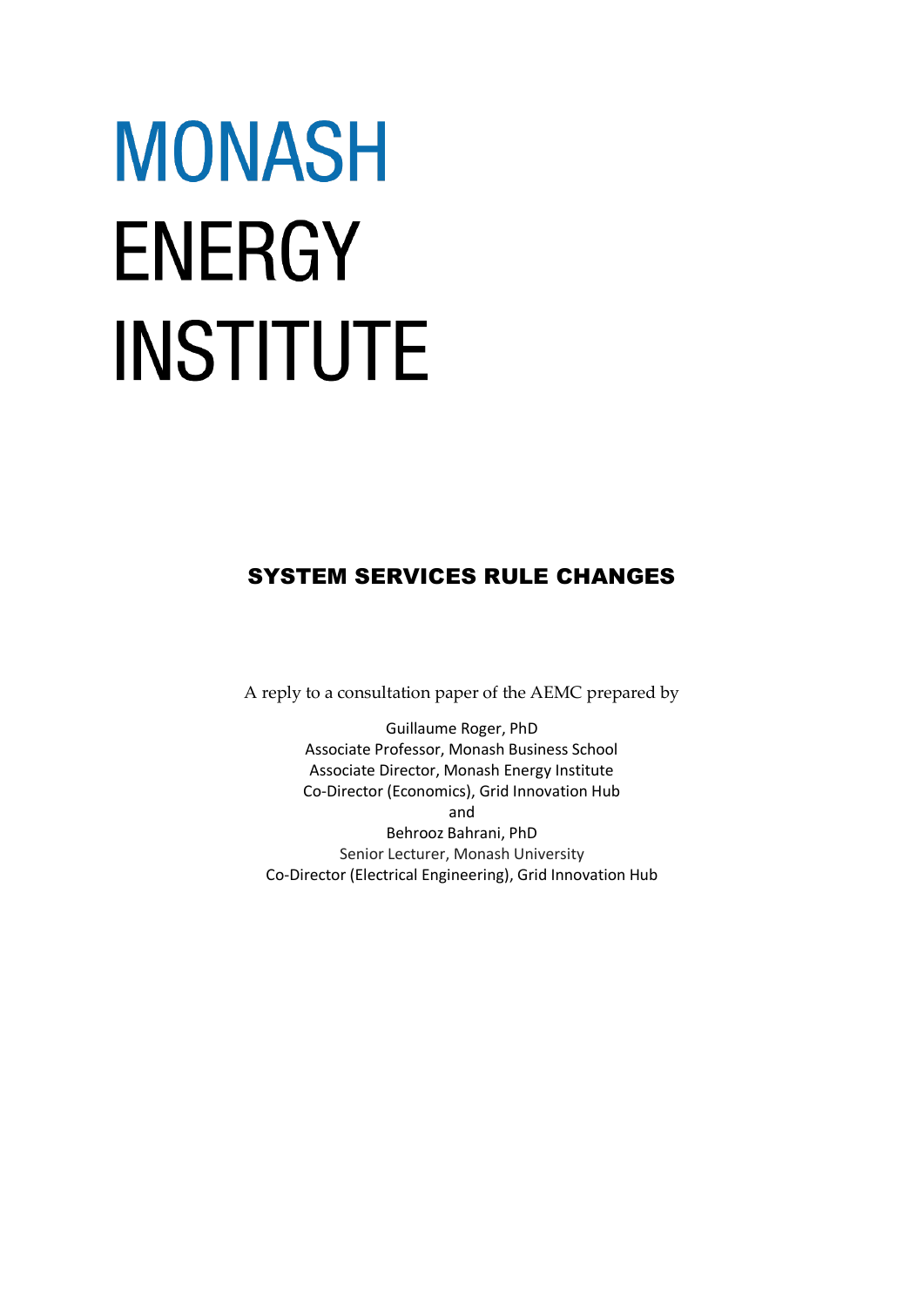# MONASH ENERGY INSTITUTE

## SYSTEM SERVICES RULE CHANGES

A reply to a consultation paper of the AEMC prepared by

Guillaume Roger, PhD
Associate Professor, Monash Business School
Associate Director, Monash Energy Institute
Co-Director (Economics), Grid Innovation Hub
and
Behrooz Bahrani, PhD
Senior Lecturer, Monash University
Co-Director (Electrical Engineering), Grid Innovation Hub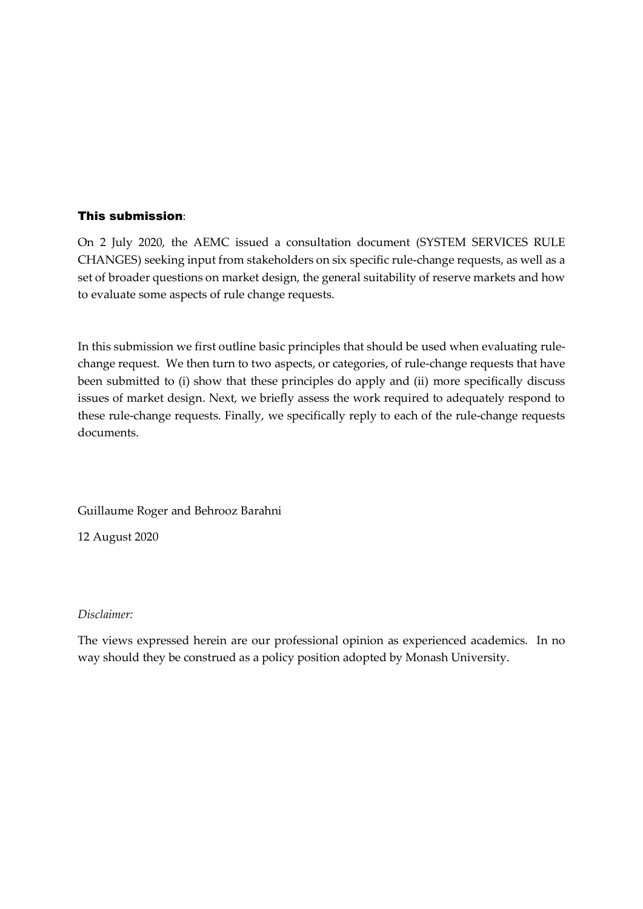**This submission**:

On 2 July 2020, the AEMC issued a consultation document (SYSTEM SERVICES RULE CHANGES) seeking input from stakeholders on six specific rule-change requests, as well as a set of broader questions on market design, the general suitability of reserve markets and how to evaluate some aspects of rule change requests.

In this submission we first outline basic principles that should be used when evaluating rule-change request. We then turn to two aspects, or categories, of rule-change requests that have been submitted to (i) show that these principles do apply and (ii) more specifically discuss issues of market design. Next, we briefly assess the work required to adequately respond to these rule-change requests. Finally, we specifically reply to each of the rule-change requests documents.

Guillaume Roger and Behrooz Barahni

12 August 2020

*Disclaimer:*

The views expressed herein are our professional opinion as experienced academics. In no way should they be construed as a policy position adopted by Monash University.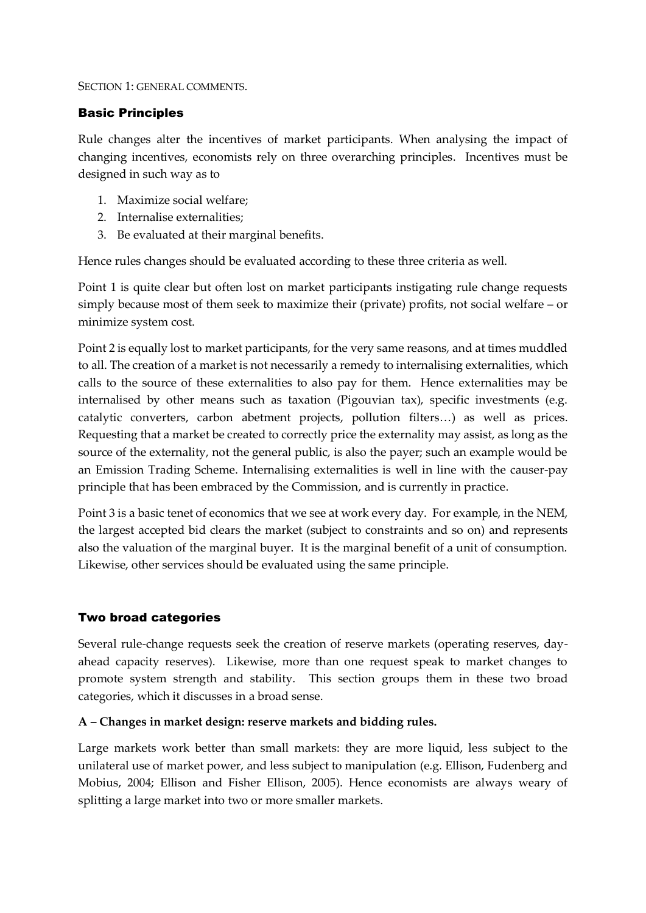SECTION 1: GENERAL COMMENTS.

## Basic Principles

Rule changes alter the incentives of market participants. When analysing the impact of changing incentives, economists rely on three overarching principles. Incentives must be designed in such way as to

1. Maximize social welfare;
2. Internalise externalities;
3. Be evaluated at their marginal benefits.

Hence rules changes should be evaluated according to these three criteria as well.

Point 1 is quite clear but often lost on market participants instigating rule change requests simply because most of them seek to maximize their (private) profits, not social welfare – or minimize system cost.

Point 2 is equally lost to market participants, for the very same reasons, and at times muddled to all. The creation of a market is not necessarily a remedy to internalising externalities, which calls to the source of these externalities to also pay for them. Hence externalities may be internalised by other means such as taxation (Pigouvian tax), specific investments (e.g. catalytic converters, carbon abetment projects, pollution filters…) as well as prices. Requesting that a market be created to correctly price the externality may assist, as long as the source of the externality, not the general public, is also the payer; such an example would be an Emission Trading Scheme. Internalising externalities is well in line with the causer-pay principle that has been embraced by the Commission, and is currently in practice.

Point 3 is a basic tenet of economics that we see at work every day. For example, in the NEM, the largest accepted bid clears the market (subject to constraints and so on) and represents also the valuation of the marginal buyer. It is the marginal benefit of a unit of consumption. Likewise, other services should be evaluated using the same principle.

## Two broad categories

Several rule-change requests seek the creation of reserve markets (operating reserves, day-ahead capacity reserves). Likewise, more than one request speak to market changes to promote system strength and stability. This section groups them in these two broad categories, which it discusses in a broad sense.

### A – Changes in market design: reserve markets and bidding rules.

Large markets work better than small markets: they are more liquid, less subject to the unilateral use of market power, and less subject to manipulation (e.g. Ellison, Fudenberg and Mobius, 2004; Ellison and Fisher Ellison, 2005). Hence economists are always weary of splitting a large market into two or more smaller markets.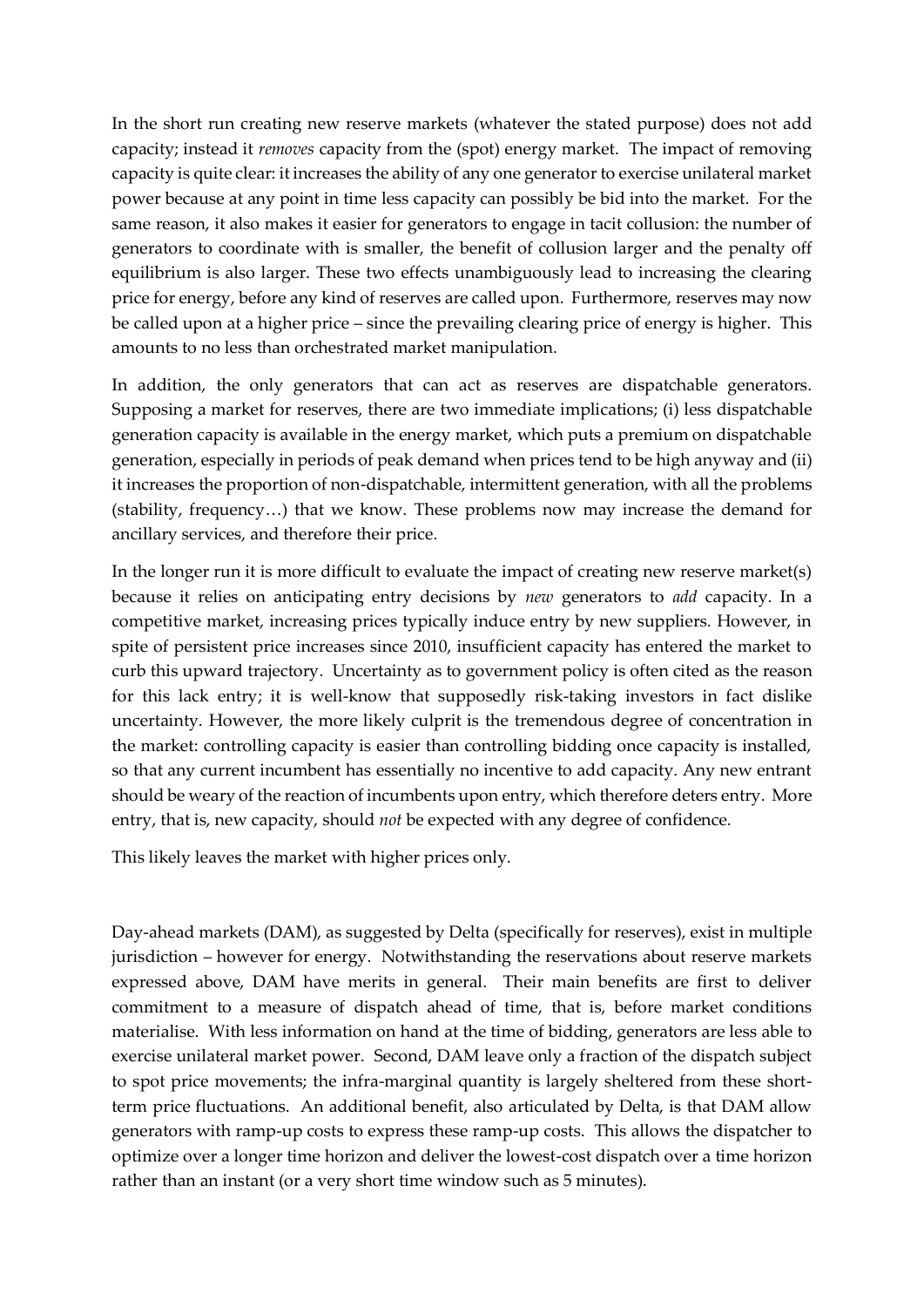In the short run creating new reserve markets (whatever the stated purpose) does not add capacity; instead it *removes* capacity from the (spot) energy market. The impact of removing capacity is quite clear: it increases the ability of any one generator to exercise unilateral market power because at any point in time less capacity can possibly be bid into the market. For the same reason, it also makes it easier for generators to engage in tacit collusion: the number of generators to coordinate with is smaller, the benefit of collusion larger and the penalty off equilibrium is also larger. These two effects unambiguously lead to increasing the clearing price for energy, before any kind of reserves are called upon. Furthermore, reserves may now be called upon at a higher price – since the prevailing clearing price of energy is higher. This amounts to no less than orchestrated market manipulation.

In addition, the only generators that can act as reserves are dispatchable generators. Supposing a market for reserves, there are two immediate implications; (i) less dispatchable generation capacity is available in the energy market, which puts a premium on dispatchable generation, especially in periods of peak demand when prices tend to be high anyway and (ii) it increases the proportion of non-dispatchable, intermittent generation, with all the problems (stability, frequency…) that we know. These problems now may increase the demand for ancillary services, and therefore their price.

In the longer run it is more difficult to evaluate the impact of creating new reserve market(s) because it relies on anticipating entry decisions by *new* generators to *add* capacity. In a competitive market, increasing prices typically induce entry by new suppliers. However, in spite of persistent price increases since 2010, insufficient capacity has entered the market to curb this upward trajectory. Uncertainty as to government policy is often cited as the reason for this lack entry; it is well-know that supposedly risk-taking investors in fact dislike uncertainty. However, the more likely culprit is the tremendous degree of concentration in the market: controlling capacity is easier than controlling bidding once capacity is installed, so that any current incumbent has essentially no incentive to add capacity. Any new entrant should be weary of the reaction of incumbents upon entry, which therefore deters entry. More entry, that is, new capacity, should *not* be expected with any degree of confidence.

This likely leaves the market with higher prices only.

Day-ahead markets (DAM), as suggested by Delta (specifically for reserves), exist in multiple jurisdiction – however for energy. Notwithstanding the reservations about reserve markets expressed above, DAM have merits in general. Their main benefits are first to deliver commitment to a measure of dispatch ahead of time, that is, before market conditions materialise. With less information on hand at the time of bidding, generators are less able to exercise unilateral market power. Second, DAM leave only a fraction of the dispatch subject to spot price movements; the infra-marginal quantity is largely sheltered from these short-term price fluctuations. An additional benefit, also articulated by Delta, is that DAM allow generators with ramp-up costs to express these ramp-up costs. This allows the dispatcher to optimize over a longer time horizon and deliver the lowest-cost dispatch over a time horizon rather than an instant (or a very short time window such as 5 minutes).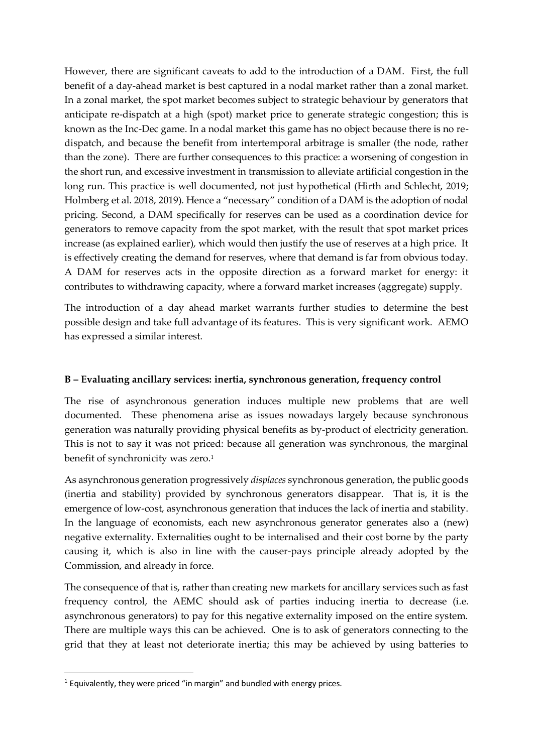However, there are significant caveats to add to the introduction of a DAM. First, the full benefit of a day-ahead market is best captured in a nodal market rather than a zonal market. In a zonal market, the spot market becomes subject to strategic behaviour by generators that anticipate re-dispatch at a high (spot) market price to generate strategic congestion; this is known as the Inc-Dec game. In a nodal market this game has no object because there is no re-dispatch, and because the benefit from intertemporal arbitrage is smaller (the node, rather than the zone). There are further consequences to this practice: a worsening of congestion in the short run, and excessive investment in transmission to alleviate artificial congestion in the long run. This practice is well documented, not just hypothetical (Hirth and Schlecht, 2019; Holmberg et al. 2018, 2019). Hence a "necessary" condition of a DAM is the adoption of nodal pricing. Second, a DAM specifically for reserves can be used as a coordination device for generators to remove capacity from the spot market, with the result that spot market prices increase (as explained earlier), which would then justify the use of reserves at a high price. It is effectively creating the demand for reserves, where that demand is far from obvious today. A DAM for reserves acts in the opposite direction as a forward market for energy: it contributes to withdrawing capacity, where a forward market increases (aggregate) supply.

The introduction of a day ahead market warrants further studies to determine the best possible design and take full advantage of its features. This is very significant work. AEMO has expressed a similar interest.

### B – Evaluating ancillary services: inertia, synchronous generation, frequency control

The rise of asynchronous generation induces multiple new problems that are well documented. These phenomena arise as issues nowadays largely because synchronous generation was naturally providing physical benefits as by-product of electricity generation. This is not to say it was not priced: because all generation was synchronous, the marginal benefit of synchronicity was zero.[1]

As asynchronous generation progressively *displaces* synchronous generation, the public goods (inertia and stability) provided by synchronous generators disappear. That is, it is the emergence of low-cost, asynchronous generation that induces the lack of inertia and stability. In the language of economists, each new asynchronous generator generates also a (new) negative externality. Externalities ought to be internalised and their cost borne by the party causing it, which is also in line with the causer-pays principle already adopted by the Commission, and already in force.

The consequence of that is, rather than creating new markets for ancillary services such as fast frequency control, the AEMC should ask of parties inducing inertia to decrease (i.e. asynchronous generators) to pay for this negative externality imposed on the entire system. There are multiple ways this can be achieved. One is to ask of generators connecting to the grid that they at least not deteriorate inertia; this may be achieved by using batteries to

[1] Equivalently, they were priced "in margin" and bundled with energy prices.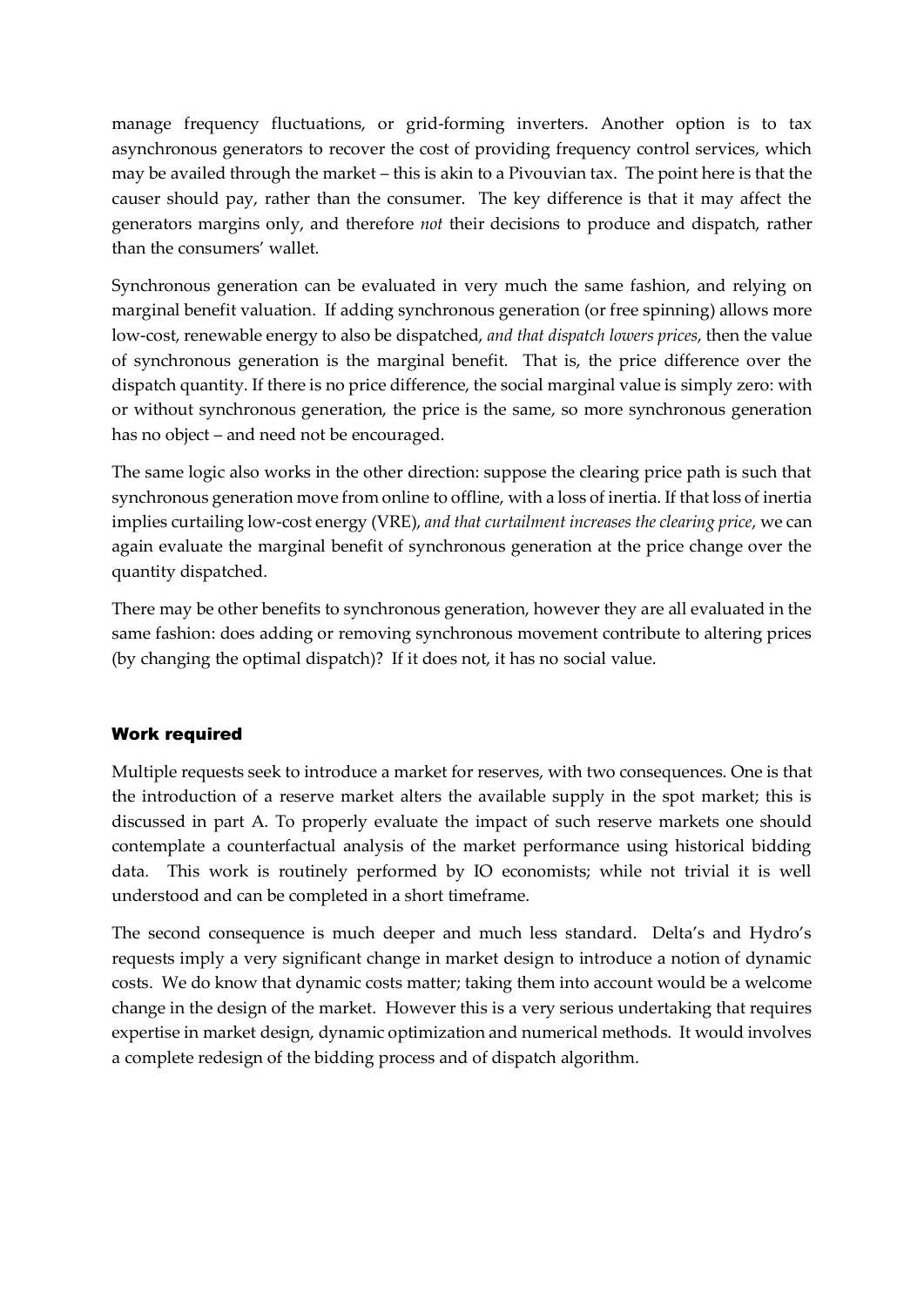manage frequency fluctuations, or grid-forming inverters. Another option is to tax asynchronous generators to recover the cost of providing frequency control services, which may be availed through the market – this is akin to a Pivouvian tax. The point here is that the causer should pay, rather than the consumer. The key difference is that it may affect the generators margins only, and therefore *not* their decisions to produce and dispatch, rather than the consumers' wallet.

Synchronous generation can be evaluated in very much the same fashion, and relying on marginal benefit valuation. If adding synchronous generation (or free spinning) allows more low-cost, renewable energy to also be dispatched, *and that dispatch lowers prices*, then the value of synchronous generation is the marginal benefit. That is, the price difference over the dispatch quantity. If there is no price difference, the social marginal value is simply zero: with or without synchronous generation, the price is the same, so more synchronous generation has no object – and need not be encouraged.

The same logic also works in the other direction: suppose the clearing price path is such that synchronous generation move from online to offline, with a loss of inertia. If that loss of inertia implies curtailing low-cost energy (VRE), *and that curtailment increases the clearing price*, we can again evaluate the marginal benefit of synchronous generation at the price change over the quantity dispatched.

There may be other benefits to synchronous generation, however they are all evaluated in the same fashion: does adding or removing synchronous movement contribute to altering prices (by changing the optimal dispatch)? If it does not, it has no social value.

## Work required

Multiple requests seek to introduce a market for reserves, with two consequences. One is that the introduction of a reserve market alters the available supply in the spot market; this is discussed in part A. To properly evaluate the impact of such reserve markets one should contemplate a counterfactual analysis of the market performance using historical bidding data. This work is routinely performed by IO economists; while not trivial it is well understood and can be completed in a short timeframe.

The second consequence is much deeper and much less standard. Delta's and Hydro's requests imply a very significant change in market design to introduce a notion of dynamic costs. We do know that dynamic costs matter; taking them into account would be a welcome change in the design of the market. However this is a very serious undertaking that requires expertise in market design, dynamic optimization and numerical methods. It would involves a complete redesign of the bidding process and of dispatch algorithm.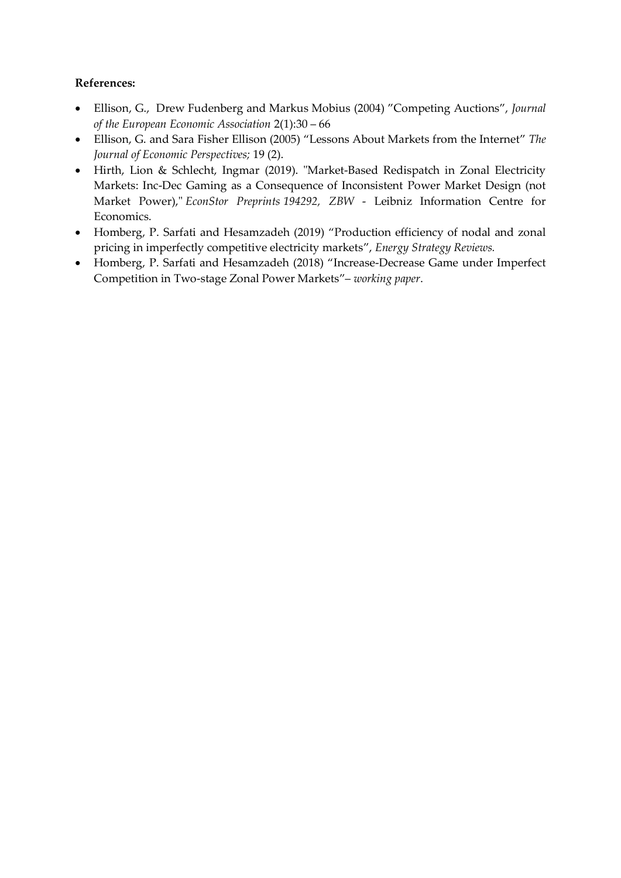**References:**

- Ellison, G., Drew Fudenberg and Markus Mobius (2004) "Competing Auctions", *Journal of the European Economic Association* 2(1):30 – 66
- Ellison, G. and Sara Fisher Ellison (2005) "Lessons About Markets from the Internet" *The Journal of Economic Perspectives;* 19 (2).
- Hirth, Lion & Schlecht, Ingmar (2019). "Market-Based Redispatch in Zonal Electricity Markets: Inc-Dec Gaming as a Consequence of Inconsistent Power Market Design (not Market Power)," *EconStor Preprints 194292, ZBW* - Leibniz Information Centre for Economics.
- Homberg, P. Sarfati and Hesamzadeh (2019) "Production efficiency of nodal and zonal pricing in imperfectly competitive electricity markets", *Energy Strategy Reviews.*
- Homberg, P. Sarfati and Hesamzadeh (2018) "Increase-Decrease Game under Imperfect Competition in Two-stage Zonal Power Markets"– *working paper*.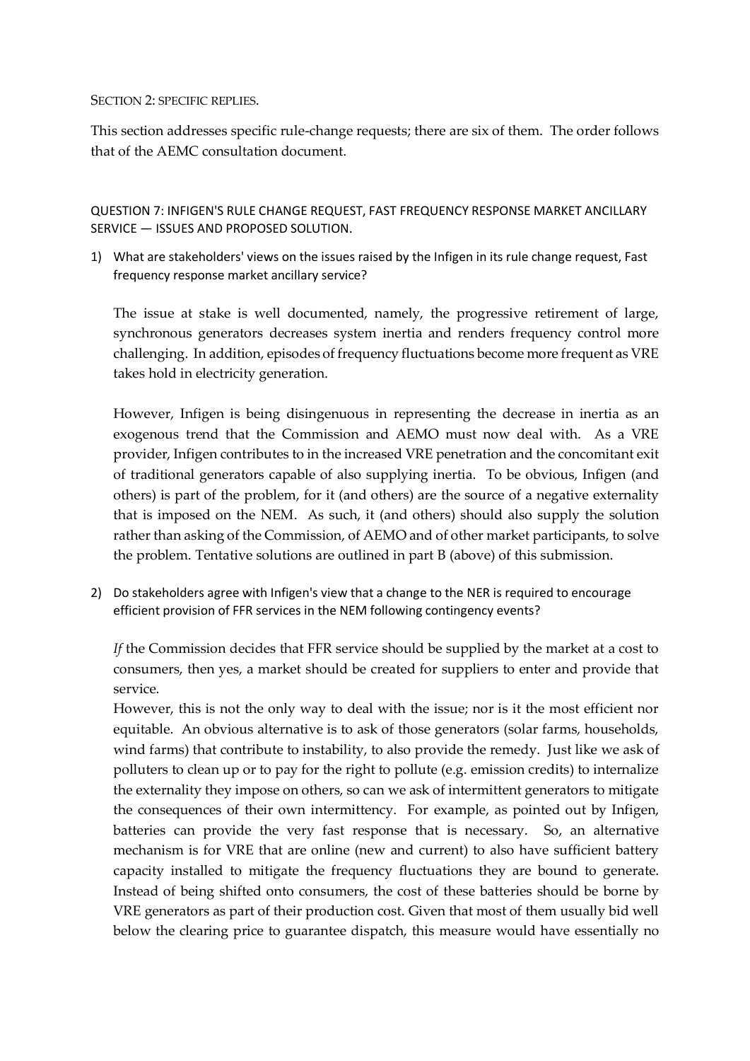## SECTION 2: SPECIFIC REPLIES.

This section addresses specific rule-change requests; there are six of them. The order follows that of the AEMC consultation document.

### QUESTION 7: INFIGEN'S RULE CHANGE REQUEST, FAST FREQUENCY RESPONSE MARKET ANCILLARY SERVICE — ISSUES AND PROPOSED SOLUTION.

1) What are stakeholders' views on the issues raised by the Infigen in its rule change request, Fast frequency response market ancillary service?

   The issue at stake is well documented, namely, the progressive retirement of large, synchronous generators decreases system inertia and renders frequency control more challenging. In addition, episodes of frequency fluctuations become more frequent as VRE takes hold in electricity generation.

   However, Infigen is being disingenuous in representing the decrease in inertia as an exogenous trend that the Commission and AEMO must now deal with. As a VRE provider, Infigen contributes to in the increased VRE penetration and the concomitant exit of traditional generators capable of also supplying inertia. To be obvious, Infigen (and others) is part of the problem, for it (and others) are the source of a negative externality that is imposed on the NEM. As such, it (and others) should also supply the solution rather than asking of the Commission, of AEMO and of other market participants, to solve the problem. Tentative solutions are outlined in part B (above) of this submission.

2) Do stakeholders agree with Infigen's view that a change to the NER is required to encourage efficient provision of FFR services in the NEM following contingency events?

   *If* the Commission decides that FFR service should be supplied by the market at a cost to consumers, then yes, a market should be created for suppliers to enter and provide that service.

   However, this is not the only way to deal with the issue; nor is it the most efficient nor equitable. An obvious alternative is to ask of those generators (solar farms, households, wind farms) that contribute to instability, to also provide the remedy. Just like we ask of polluters to clean up or to pay for the right to pollute (e.g. emission credits) to internalize the externality they impose on others, so can we ask of intermittent generators to mitigate the consequences of their own intermittency. For example, as pointed out by Infigen, batteries can provide the very fast response that is necessary. So, an alternative mechanism is for VRE that are online (new and current) to also have sufficient battery capacity installed to mitigate the frequency fluctuations they are bound to generate. Instead of being shifted onto consumers, the cost of these batteries should be borne by VRE generators as part of their production cost. Given that most of them usually bid well below the clearing price to guarantee dispatch, this measure would have essentially no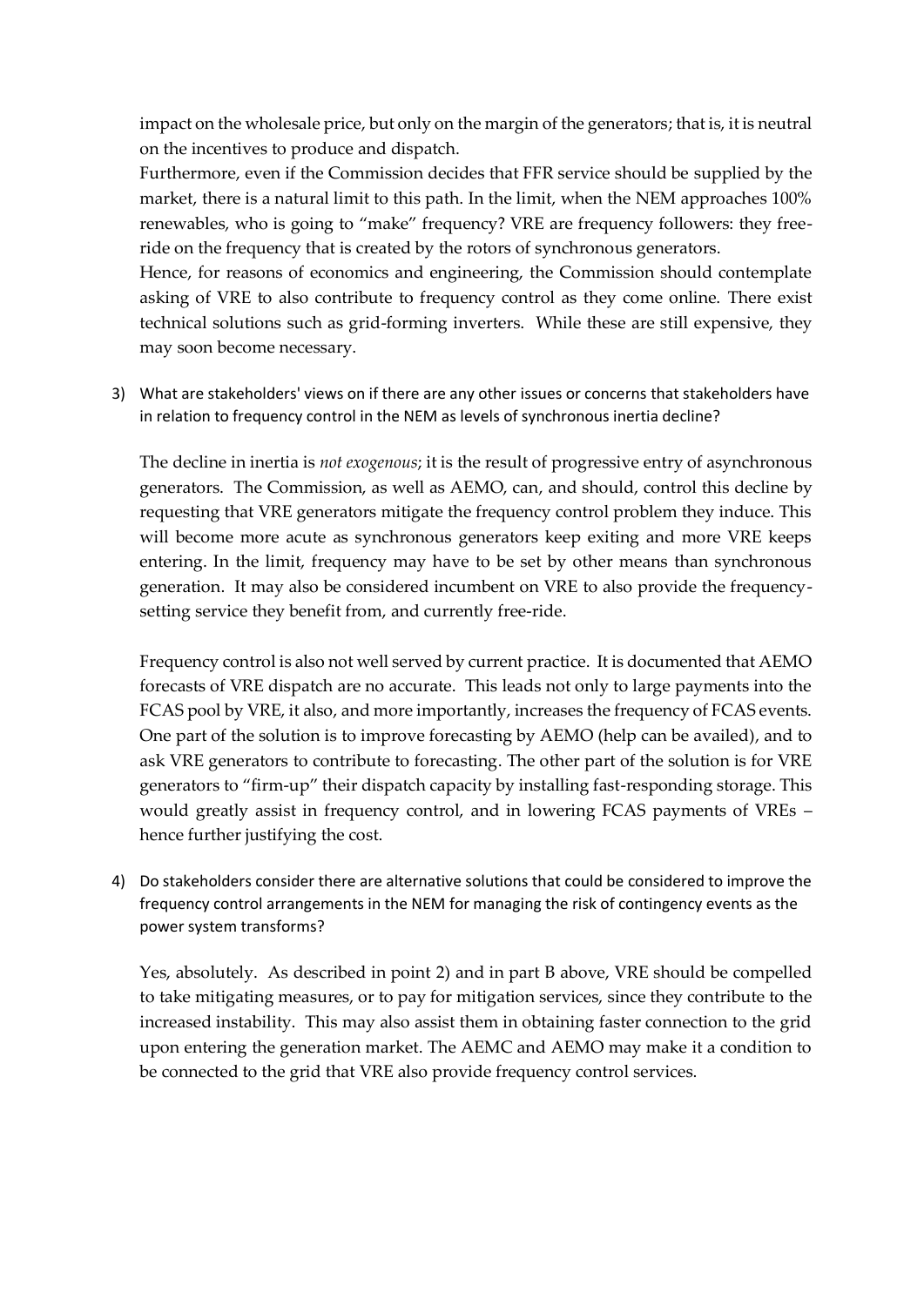impact on the wholesale price, but only on the margin of the generators; that is, it is neutral on the incentives to produce and dispatch.

Furthermore, even if the Commission decides that FFR service should be supplied by the market, there is a natural limit to this path. In the limit, when the NEM approaches 100% renewables, who is going to "make" frequency? VRE are frequency followers: they free-ride on the frequency that is created by the rotors of synchronous generators.

Hence, for reasons of economics and engineering, the Commission should contemplate asking of VRE to also contribute to frequency control as they come online. There exist technical solutions such as grid-forming inverters. While these are still expensive, they may soon become necessary.

3) What are stakeholders' views on if there are any other issues or concerns that stakeholders have in relation to frequency control in the NEM as levels of synchronous inertia decline?

The decline in inertia is *not exogenous*; it is the result of progressive entry of asynchronous generators. The Commission, as well as AEMO, can, and should, control this decline by requesting that VRE generators mitigate the frequency control problem they induce. This will become more acute as synchronous generators keep exiting and more VRE keeps entering. In the limit, frequency may have to be set by other means than synchronous generation. It may also be considered incumbent on VRE to also provide the frequency-setting service they benefit from, and currently free-ride.

Frequency control is also not well served by current practice. It is documented that AEMO forecasts of VRE dispatch are no accurate. This leads not only to large payments into the FCAS pool by VRE, it also, and more importantly, increases the frequency of FCAS events. One part of the solution is to improve forecasting by AEMO (help can be availed), and to ask VRE generators to contribute to forecasting. The other part of the solution is for VRE generators to "firm-up" their dispatch capacity by installing fast-responding storage. This would greatly assist in frequency control, and in lowering FCAS payments of VREs – hence further justifying the cost.

4) Do stakeholders consider there are alternative solutions that could be considered to improve the frequency control arrangements in the NEM for managing the risk of contingency events as the power system transforms?

Yes, absolutely. As described in point 2) and in part B above, VRE should be compelled to take mitigating measures, or to pay for mitigation services, since they contribute to the increased instability. This may also assist them in obtaining faster connection to the grid upon entering the generation market. The AEMC and AEMO may make it a condition to be connected to the grid that VRE also provide frequency control services.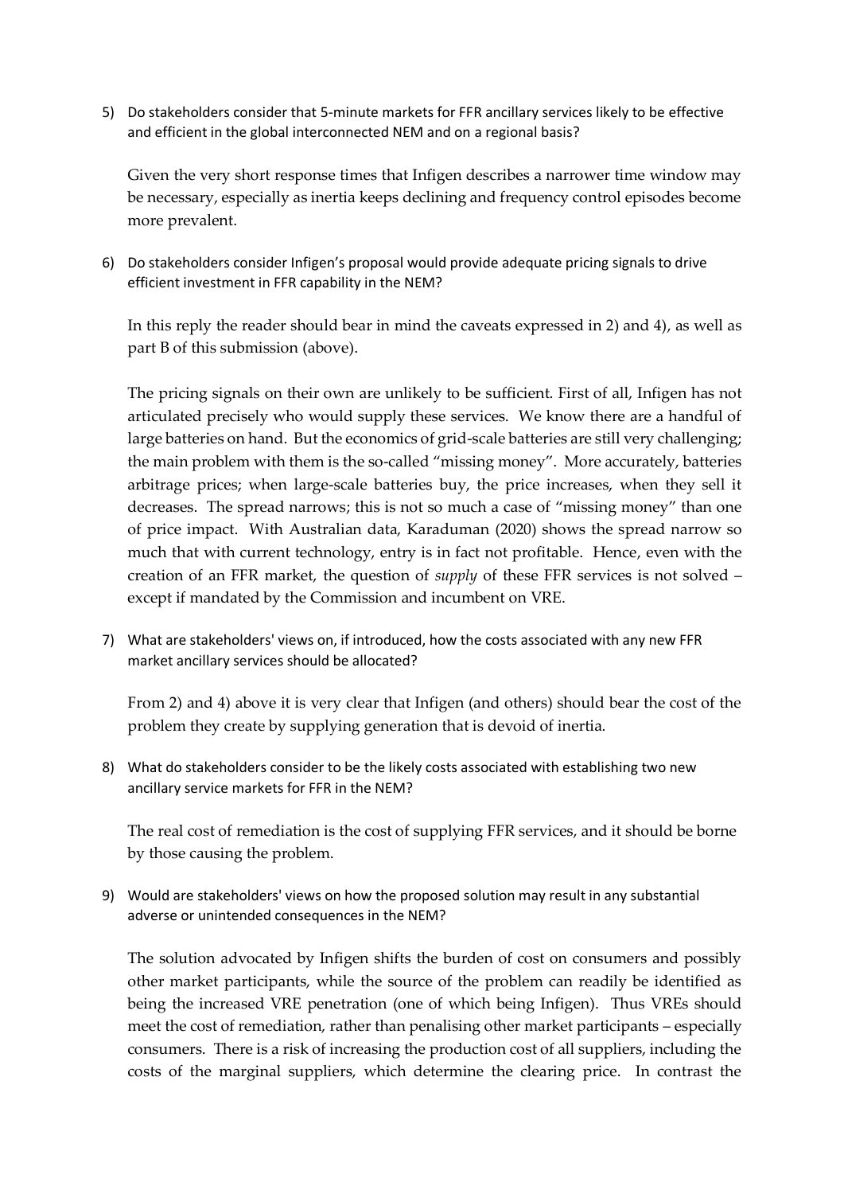5) Do stakeholders consider that 5-minute markets for FFR ancillary services likely to be effective and efficient in the global interconnected NEM and on a regional basis?

   Given the very short response times that Infigen describes a narrower time window may be necessary, especially as inertia keeps declining and frequency control episodes become more prevalent.

6) Do stakeholders consider Infigen's proposal would provide adequate pricing signals to drive efficient investment in FFR capability in the NEM?

   In this reply the reader should bear in mind the caveats expressed in 2) and 4), as well as part B of this submission (above).

   The pricing signals on their own are unlikely to be sufficient. First of all, Infigen has not articulated precisely who would supply these services. We know there are a handful of large batteries on hand. But the economics of grid-scale batteries are still very challenging; the main problem with them is the so-called "missing money". More accurately, batteries arbitrage prices; when large-scale batteries buy, the price increases, when they sell it decreases. The spread narrows; this is not so much a case of "missing money" than one of price impact. With Australian data, Karaduman (2020) shows the spread narrow so much that with current technology, entry is in fact not profitable. Hence, even with the creation of an FFR market, the question of *supply* of these FFR services is not solved – except if mandated by the Commission and incumbent on VRE.

7) What are stakeholders' views on, if introduced, how the costs associated with any new FFR market ancillary services should be allocated?

   From 2) and 4) above it is very clear that Infigen (and others) should bear the cost of the problem they create by supplying generation that is devoid of inertia.

8) What do stakeholders consider to be the likely costs associated with establishing two new ancillary service markets for FFR in the NEM?

   The real cost of remediation is the cost of supplying FFR services, and it should be borne by those causing the problem.

9) Would are stakeholders' views on how the proposed solution may result in any substantial adverse or unintended consequences in the NEM?

   The solution advocated by Infigen shifts the burden of cost on consumers and possibly other market participants, while the source of the problem can readily be identified as being the increased VRE penetration (one of which being Infigen). Thus VREs should meet the cost of remediation, rather than penalising other market participants – especially consumers. There is a risk of increasing the production cost of all suppliers, including the costs of the marginal suppliers, which determine the clearing price. In contrast the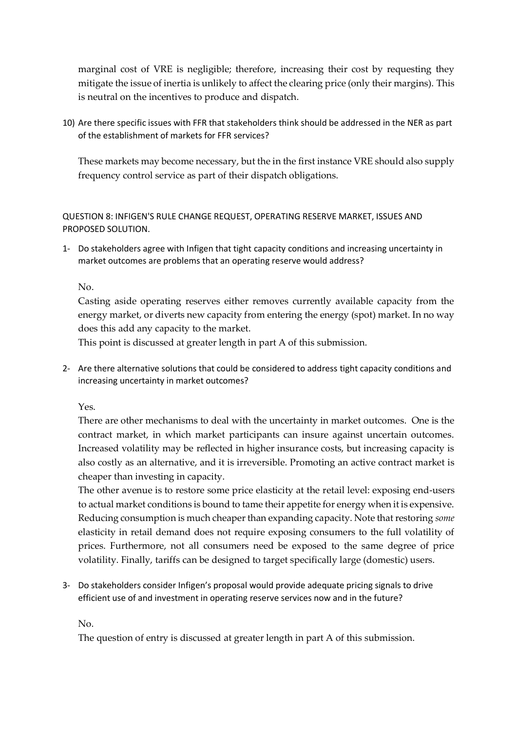marginal cost of VRE is negligible; therefore, increasing their cost by requesting they mitigate the issue of inertia is unlikely to affect the clearing price (only their margins). This is neutral on the incentives to produce and dispatch.

10) Are there specific issues with FFR that stakeholders think should be addressed in the NER as part of the establishment of markets for FFR services?

    These markets may become necessary, but the in the first instance VRE should also supply frequency control service as part of their dispatch obligations.

QUESTION 8: INFIGEN'S RULE CHANGE REQUEST, OPERATING RESERVE MARKET, ISSUES AND PROPOSED SOLUTION.

1- Do stakeholders agree with Infigen that tight capacity conditions and increasing uncertainty in market outcomes are problems that an operating reserve would address?

   No.
   Casting aside operating reserves either removes currently available capacity from the energy market, or diverts new capacity from entering the energy (spot) market. In no way does this add any capacity to the market.
   This point is discussed at greater length in part A of this submission.

2- Are there alternative solutions that could be considered to address tight capacity conditions and increasing uncertainty in market outcomes?

   Yes.
   There are other mechanisms to deal with the uncertainty in market outcomes. One is the contract market, in which market participants can insure against uncertain outcomes. Increased volatility may be reflected in higher insurance costs, but increasing capacity is also costly as an alternative, and it is irreversible. Promoting an active contract market is cheaper than investing in capacity.
   The other avenue is to restore some price elasticity at the retail level: exposing end-users to actual market conditions is bound to tame their appetite for energy when it is expensive. Reducing consumption is much cheaper than expanding capacity. Note that restoring *some* elasticity in retail demand does not require exposing consumers to the full volatility of prices. Furthermore, not all consumers need be exposed to the same degree of price volatility. Finally, tariffs can be designed to target specifically large (domestic) users.

3- Do stakeholders consider Infigen's proposal would provide adequate pricing signals to drive efficient use of and investment in operating reserve services now and in the future?

   No.
   The question of entry is discussed at greater length in part A of this submission.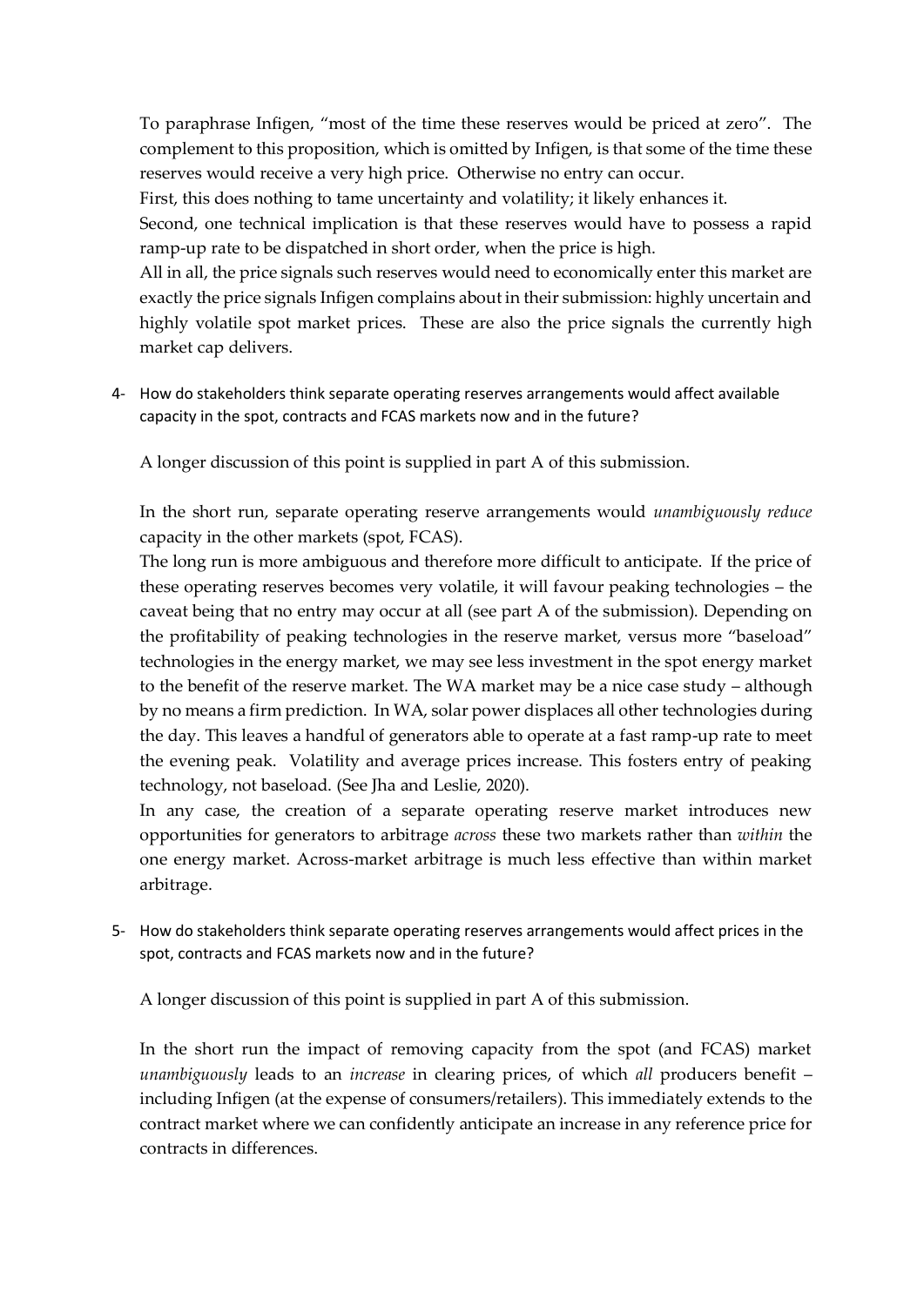To paraphrase Infigen, "most of the time these reserves would be priced at zero". The complement to this proposition, which is omitted by Infigen, is that some of the time these reserves would receive a very high price. Otherwise no entry can occur.

First, this does nothing to tame uncertainty and volatility; it likely enhances it.

Second, one technical implication is that these reserves would have to possess a rapid ramp-up rate to be dispatched in short order, when the price is high.

All in all, the price signals such reserves would need to economically enter this market are exactly the price signals Infigen complains about in their submission: highly uncertain and highly volatile spot market prices. These are also the price signals the currently high market cap delivers.

4- How do stakeholders think separate operating reserves arrangements would affect available capacity in the spot, contracts and FCAS markets now and in the future?

A longer discussion of this point is supplied in part A of this submission.

In the short run, separate operating reserve arrangements would *unambiguously reduce* capacity in the other markets (spot, FCAS).

The long run is more ambiguous and therefore more difficult to anticipate. If the price of these operating reserves becomes very volatile, it will favour peaking technologies – the caveat being that no entry may occur at all (see part A of the submission). Depending on the profitability of peaking technologies in the reserve market, versus more "baseload" technologies in the energy market, we may see less investment in the spot energy market to the benefit of the reserve market. The WA market may be a nice case study – although by no means a firm prediction. In WA, solar power displaces all other technologies during the day. This leaves a handful of generators able to operate at a fast ramp-up rate to meet the evening peak. Volatility and average prices increase. This fosters entry of peaking technology, not baseload. (See Jha and Leslie, 2020).

In any case, the creation of a separate operating reserve market introduces new opportunities for generators to arbitrage *across* these two markets rather than *within* the one energy market. Across-market arbitrage is much less effective than within market arbitrage.

5- How do stakeholders think separate operating reserves arrangements would affect prices in the spot, contracts and FCAS markets now and in the future?

A longer discussion of this point is supplied in part A of this submission.

In the short run the impact of removing capacity from the spot (and FCAS) market *unambiguously* leads to an *increase* in clearing prices, of which *all* producers benefit – including Infigen (at the expense of consumers/retailers). This immediately extends to the contract market where we can confidently anticipate an increase in any reference price for contracts in differences.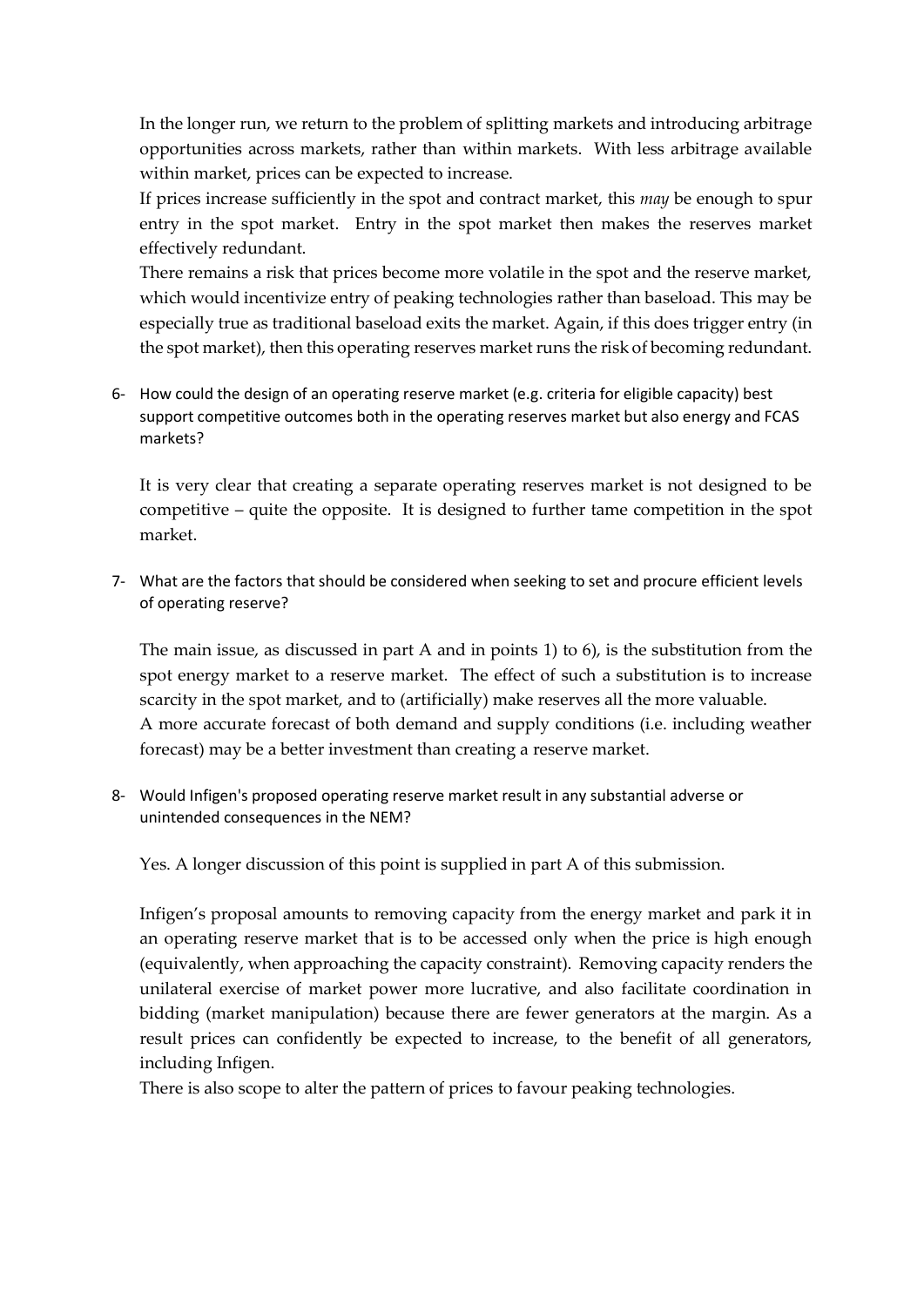In the longer run, we return to the problem of splitting markets and introducing arbitrage opportunities across markets, rather than within markets. With less arbitrage available within market, prices can be expected to increase.

If prices increase sufficiently in the spot and contract market, this *may* be enough to spur entry in the spot market. Entry in the spot market then makes the reserves market effectively redundant.

There remains a risk that prices become more volatile in the spot and the reserve market, which would incentivize entry of peaking technologies rather than baseload. This may be especially true as traditional baseload exits the market. Again, if this does trigger entry (in the spot market), then this operating reserves market runs the risk of becoming redundant.

6- How could the design of an operating reserve market (e.g. criteria for eligible capacity) best support competitive outcomes both in the operating reserves market but also energy and FCAS markets?

It is very clear that creating a separate operating reserves market is not designed to be competitive – quite the opposite. It is designed to further tame competition in the spot market.

7- What are the factors that should be considered when seeking to set and procure efficient levels of operating reserve?

The main issue, as discussed in part A and in points 1) to 6), is the substitution from the spot energy market to a reserve market. The effect of such a substitution is to increase scarcity in the spot market, and to (artificially) make reserves all the more valuable.

A more accurate forecast of both demand and supply conditions (i.e. including weather forecast) may be a better investment than creating a reserve market.

8- Would Infigen's proposed operating reserve market result in any substantial adverse or unintended consequences in the NEM?

Yes. A longer discussion of this point is supplied in part A of this submission.

Infigen's proposal amounts to removing capacity from the energy market and park it in an operating reserve market that is to be accessed only when the price is high enough (equivalently, when approaching the capacity constraint). Removing capacity renders the unilateral exercise of market power more lucrative, and also facilitate coordination in bidding (market manipulation) because there are fewer generators at the margin. As a result prices can confidently be expected to increase, to the benefit of all generators, including Infigen.

There is also scope to alter the pattern of prices to favour peaking technologies.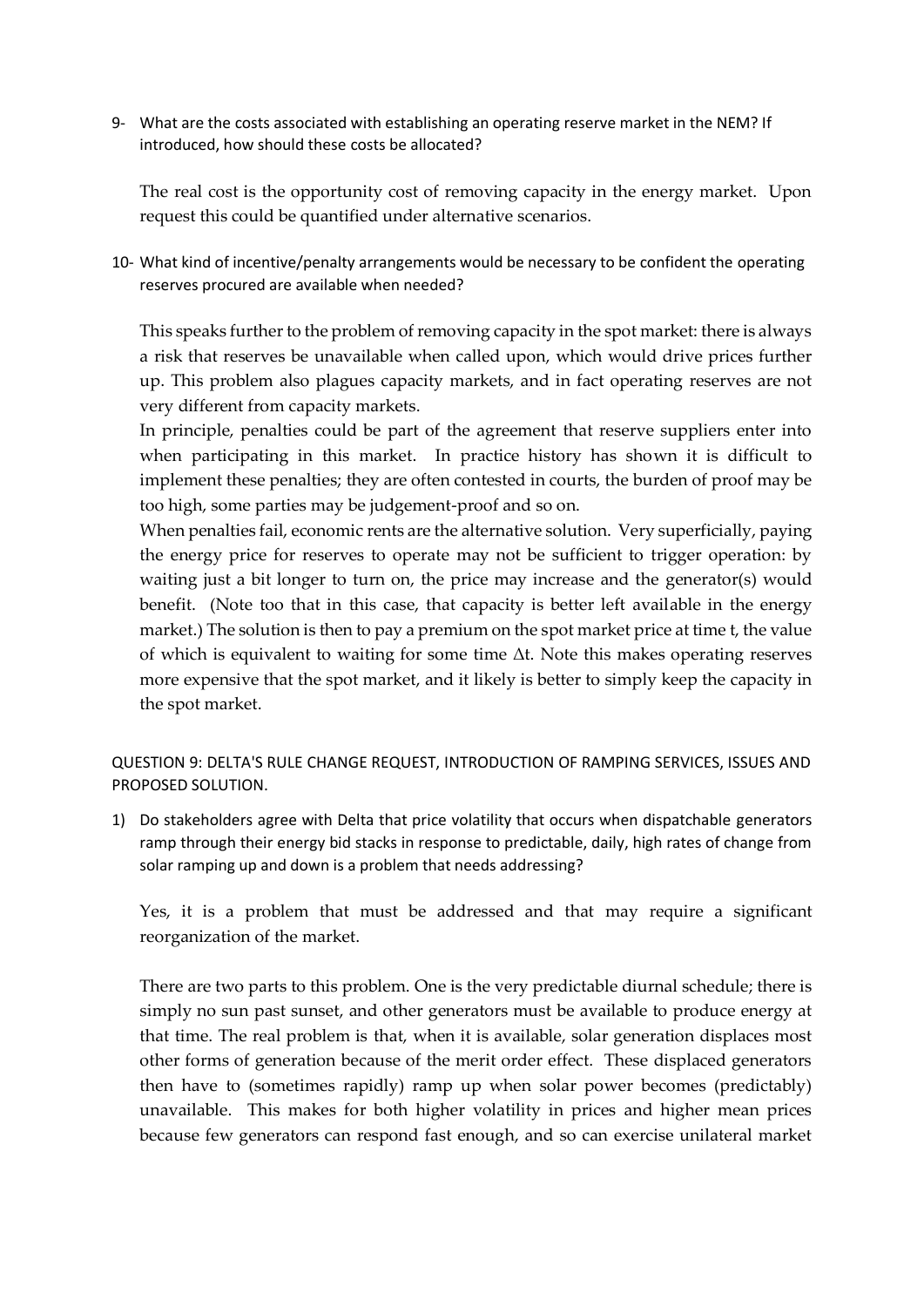9- What are the costs associated with establishing an operating reserve market in the NEM? If introduced, how should these costs be allocated?

The real cost is the opportunity cost of removing capacity in the energy market. Upon request this could be quantified under alternative scenarios.

10- What kind of incentive/penalty arrangements would be necessary to be confident the operating reserves procured are available when needed?

This speaks further to the problem of removing capacity in the spot market: there is always a risk that reserves be unavailable when called upon, which would drive prices further up. This problem also plagues capacity markets, and in fact operating reserves are not very different from capacity markets.

In principle, penalties could be part of the agreement that reserve suppliers enter into when participating in this market. In practice history has shown it is difficult to implement these penalties; they are often contested in courts, the burden of proof may be too high, some parties may be judgement-proof and so on.

When penalties fail, economic rents are the alternative solution. Very superficially, paying the energy price for reserves to operate may not be sufficient to trigger operation: by waiting just a bit longer to turn on, the price may increase and the generator(s) would benefit. (Note too that in this case, that capacity is better left available in the energy market.) The solution is then to pay a premium on the spot market price at time t, the value of which is equivalent to waiting for some time $\Delta t$. Note this makes operating reserves more expensive that the spot market, and it likely is better to simply keep the capacity in the spot market.

QUESTION 9: DELTA'S RULE CHANGE REQUEST, INTRODUCTION OF RAMPING SERVICES, ISSUES AND PROPOSED SOLUTION.

1) Do stakeholders agree with Delta that price volatility that occurs when dispatchable generators ramp through their energy bid stacks in response to predictable, daily, high rates of change from solar ramping up and down is a problem that needs addressing?

Yes, it is a problem that must be addressed and that may require a significant reorganization of the market.

There are two parts to this problem. One is the very predictable diurnal schedule; there is simply no sun past sunset, and other generators must be available to produce energy at that time. The real problem is that, when it is available, solar generation displaces most other forms of generation because of the merit order effect. These displaced generators then have to (sometimes rapidly) ramp up when solar power becomes (predictably) unavailable. This makes for both higher volatility in prices and higher mean prices because few generators can respond fast enough, and so can exercise unilateral market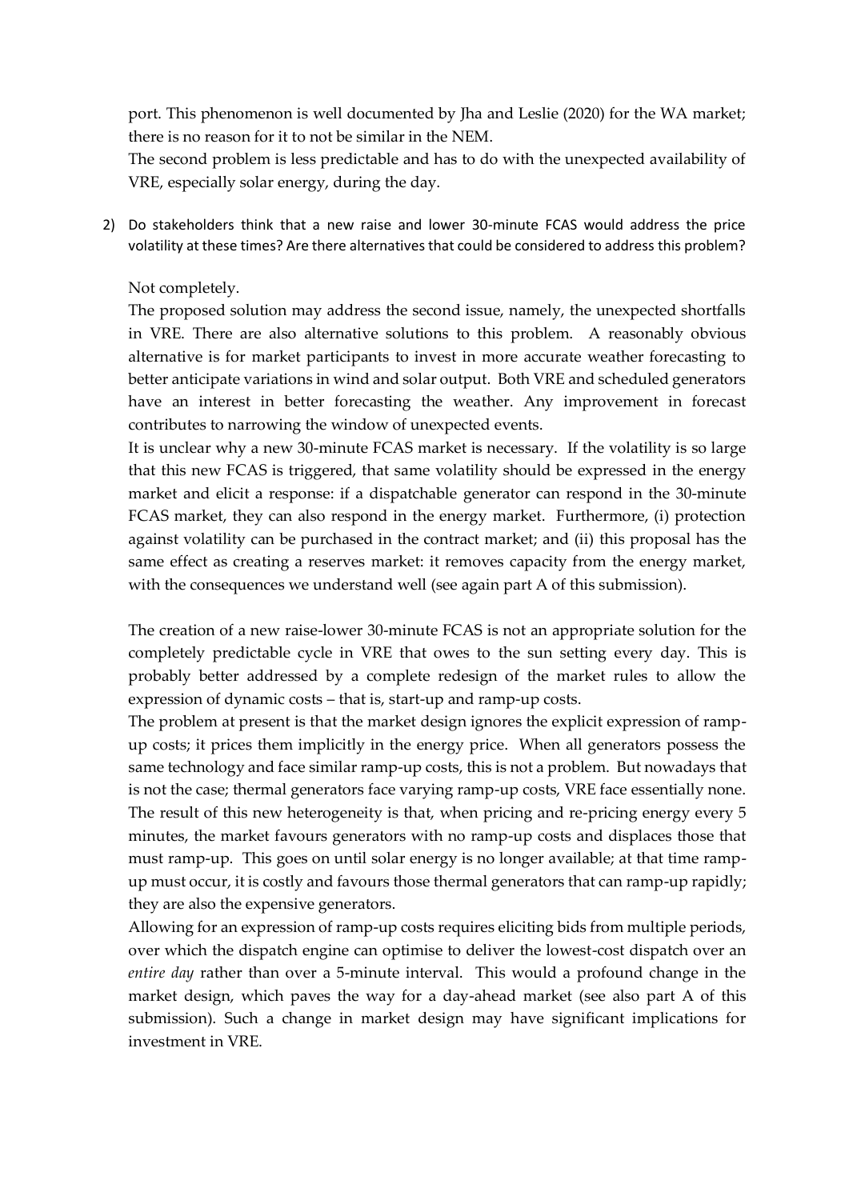port. This phenomenon is well documented by Jha and Leslie (2020) for the WA market; there is no reason for it to not be similar in the NEM.

The second problem is less predictable and has to do with the unexpected availability of VRE, especially solar energy, during the day.

2) Do stakeholders think that a new raise and lower 30-minute FCAS would address the price volatility at these times? Are there alternatives that could be considered to address this problem?

Not completely.

The proposed solution may address the second issue, namely, the unexpected shortfalls in VRE. There are also alternative solutions to this problem. A reasonably obvious alternative is for market participants to invest in more accurate weather forecasting to better anticipate variations in wind and solar output. Both VRE and scheduled generators have an interest in better forecasting the weather. Any improvement in forecast contributes to narrowing the window of unexpected events.

It is unclear why a new 30-minute FCAS market is necessary. If the volatility is so large that this new FCAS is triggered, that same volatility should be expressed in the energy market and elicit a response: if a dispatchable generator can respond in the 30-minute FCAS market, they can also respond in the energy market. Furthermore, (i) protection against volatility can be purchased in the contract market; and (ii) this proposal has the same effect as creating a reserves market: it removes capacity from the energy market, with the consequences we understand well (see again part A of this submission).

The creation of a new raise-lower 30-minute FCAS is not an appropriate solution for the completely predictable cycle in VRE that owes to the sun setting every day. This is probably better addressed by a complete redesign of the market rules to allow the expression of dynamic costs – that is, start-up and ramp-up costs.

The problem at present is that the market design ignores the explicit expression of ramp-up costs; it prices them implicitly in the energy price. When all generators possess the same technology and face similar ramp-up costs, this is not a problem. But nowadays that is not the case; thermal generators face varying ramp-up costs, VRE face essentially none. The result of this new heterogeneity is that, when pricing and re-pricing energy every 5 minutes, the market favours generators with no ramp-up costs and displaces those that must ramp-up. This goes on until solar energy is no longer available; at that time ramp-up must occur, it is costly and favours those thermal generators that can ramp-up rapidly; they are also the expensive generators.

Allowing for an expression of ramp-up costs requires eliciting bids from multiple periods, over which the dispatch engine can optimise to deliver the lowest-cost dispatch over an *entire day* rather than over a 5-minute interval. This would a profound change in the market design, which paves the way for a day-ahead market (see also part A of this submission). Such a change in market design may have significant implications for investment in VRE.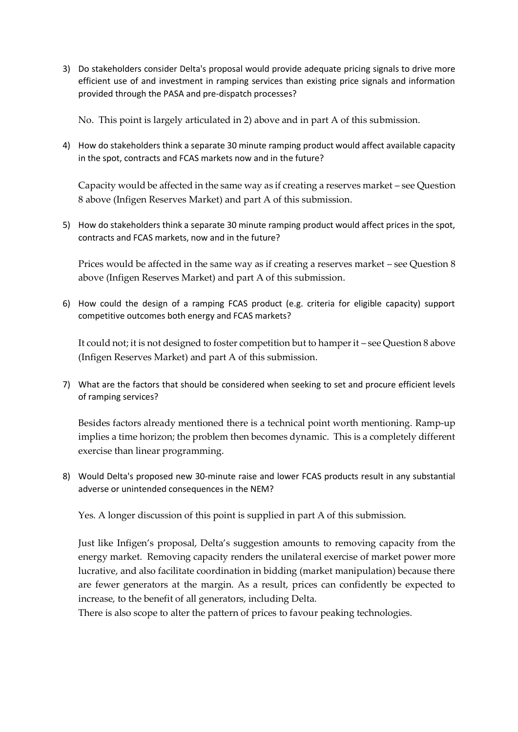3) Do stakeholders consider Delta's proposal would provide adequate pricing signals to drive more efficient use of and investment in ramping services than existing price signals and information provided through the PASA and pre-dispatch processes?

   No. This point is largely articulated in 2) above and in part A of this submission.

4) How do stakeholders think a separate 30 minute ramping product would affect available capacity in the spot, contracts and FCAS markets now and in the future?

   Capacity would be affected in the same way as if creating a reserves market – see Question 8 above (Infigen Reserves Market) and part A of this submission.

5) How do stakeholders think a separate 30 minute ramping product would affect prices in the spot, contracts and FCAS markets, now and in the future?

   Prices would be affected in the same way as if creating a reserves market – see Question 8 above (Infigen Reserves Market) and part A of this submission.

6) How could the design of a ramping FCAS product (e.g. criteria for eligible capacity) support competitive outcomes both energy and FCAS markets?

   It could not; it is not designed to foster competition but to hamper it – see Question 8 above (Infigen Reserves Market) and part A of this submission.

7) What are the factors that should be considered when seeking to set and procure efficient levels of ramping services?

   Besides factors already mentioned there is a technical point worth mentioning. Ramp-up implies a time horizon; the problem then becomes dynamic. This is a completely different exercise than linear programming.

8) Would Delta's proposed new 30-minute raise and lower FCAS products result in any substantial adverse or unintended consequences in the NEM?

   Yes. A longer discussion of this point is supplied in part A of this submission.

   Just like Infigen's proposal, Delta's suggestion amounts to removing capacity from the energy market. Removing capacity renders the unilateral exercise of market power more lucrative, and also facilitate coordination in bidding (market manipulation) because there are fewer generators at the margin. As a result, prices can confidently be expected to increase, to the benefit of all generators, including Delta.
   There is also scope to alter the pattern of prices to favour peaking technologies.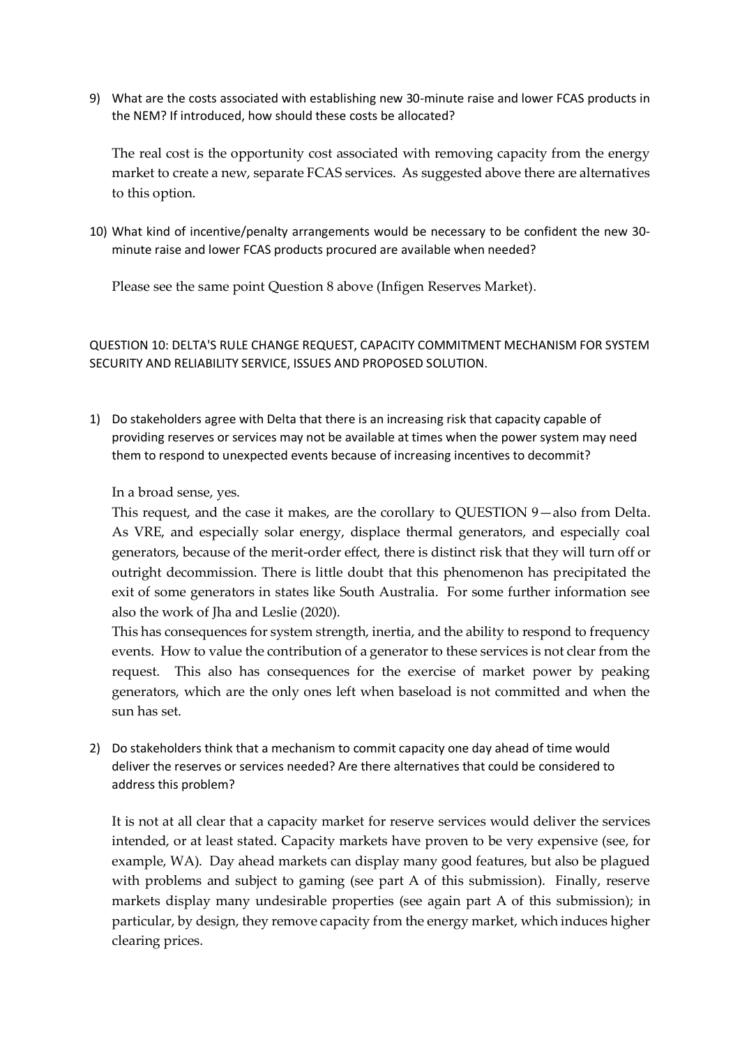9) What are the costs associated with establishing new 30-minute raise and lower FCAS products in the NEM? If introduced, how should these costs be allocated?

   The real cost is the opportunity cost associated with removing capacity from the energy market to create a new, separate FCAS services. As suggested above there are alternatives to this option.

10) What kind of incentive/penalty arrangements would be necessary to be confident the new 30-minute raise and lower FCAS products procured are available when needed?

    Please see the same point Question 8 above (Infigen Reserves Market).

QUESTION 10: DELTA'S RULE CHANGE REQUEST, CAPACITY COMMITMENT MECHANISM FOR SYSTEM SECURITY AND RELIABILITY SERVICE, ISSUES AND PROPOSED SOLUTION.

1) Do stakeholders agree with Delta that there is an increasing risk that capacity capable of providing reserves or services may not be available at times when the power system may need them to respond to unexpected events because of increasing incentives to decommit?

   In a broad sense, yes.

   This request, and the case it makes, are the corollary to QUESTION 9—also from Delta. As VRE, and especially solar energy, displace thermal generators, and especially coal generators, because of the merit-order effect, there is distinct risk that they will turn off or outright decommission. There is little doubt that this phenomenon has precipitated the exit of some generators in states like South Australia. For some further information see also the work of Jha and Leslie (2020).

   This has consequences for system strength, inertia, and the ability to respond to frequency events. How to value the contribution of a generator to these services is not clear from the request. This also has consequences for the exercise of market power by peaking generators, which are the only ones left when baseload is not committed and when the sun has set.

2) Do stakeholders think that a mechanism to commit capacity one day ahead of time would deliver the reserves or services needed? Are there alternatives that could be considered to address this problem?

   It is not at all clear that a capacity market for reserve services would deliver the services intended, or at least stated. Capacity markets have proven to be very expensive (see, for example, WA). Day ahead markets can display many good features, but also be plagued with problems and subject to gaming (see part A of this submission). Finally, reserve markets display many undesirable properties (see again part A of this submission); in particular, by design, they remove capacity from the energy market, which induces higher clearing prices.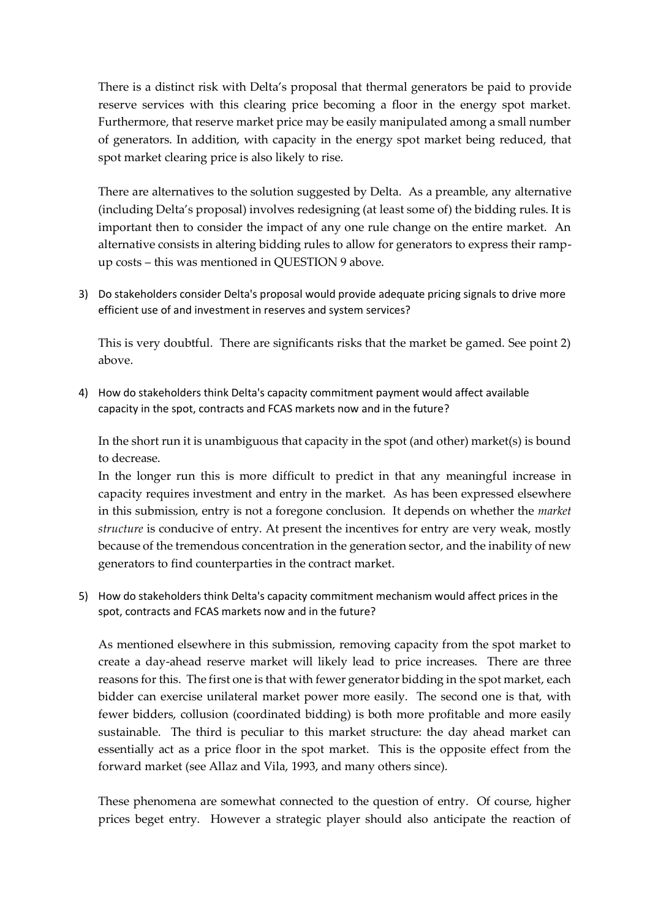There is a distinct risk with Delta's proposal that thermal generators be paid to provide reserve services with this clearing price becoming a floor in the energy spot market. Furthermore, that reserve market price may be easily manipulated among a small number of generators. In addition, with capacity in the energy spot market being reduced, that spot market clearing price is also likely to rise.

There are alternatives to the solution suggested by Delta. As a preamble, any alternative (including Delta's proposal) involves redesigning (at least some of) the bidding rules. It is important then to consider the impact of any one rule change on the entire market. An alternative consists in altering bidding rules to allow for generators to express their ramp-up costs – this was mentioned in QUESTION 9 above.

3) Do stakeholders consider Delta's proposal would provide adequate pricing signals to drive more efficient use of and investment in reserves and system services?

   This is very doubtful. There are significants risks that the market be gamed. See point 2) above.

4) How do stakeholders think Delta's capacity commitment payment would affect available capacity in the spot, contracts and FCAS markets now and in the future?

   In the short run it is unambiguous that capacity in the spot (and other) market(s) is bound to decrease.

   In the longer run this is more difficult to predict in that any meaningful increase in capacity requires investment and entry in the market. As has been expressed elsewhere in this submission, entry is not a foregone conclusion. It depends on whether the *market structure* is conducive of entry. At present the incentives for entry are very weak, mostly because of the tremendous concentration in the generation sector, and the inability of new generators to find counterparties in the contract market.

5) How do stakeholders think Delta's capacity commitment mechanism would affect prices in the spot, contracts and FCAS markets now and in the future?

   As mentioned elsewhere in this submission, removing capacity from the spot market to create a day-ahead reserve market will likely lead to price increases. There are three reasons for this. The first one is that with fewer generator bidding in the spot market, each bidder can exercise unilateral market power more easily. The second one is that, with fewer bidders, collusion (coordinated bidding) is both more profitable and more easily sustainable. The third is peculiar to this market structure: the day ahead market can essentially act as a price floor in the spot market. This is the opposite effect from the forward market (see Allaz and Vila, 1993, and many others since).

   These phenomena are somewhat connected to the question of entry. Of course, higher prices beget entry. However a strategic player should also anticipate the reaction of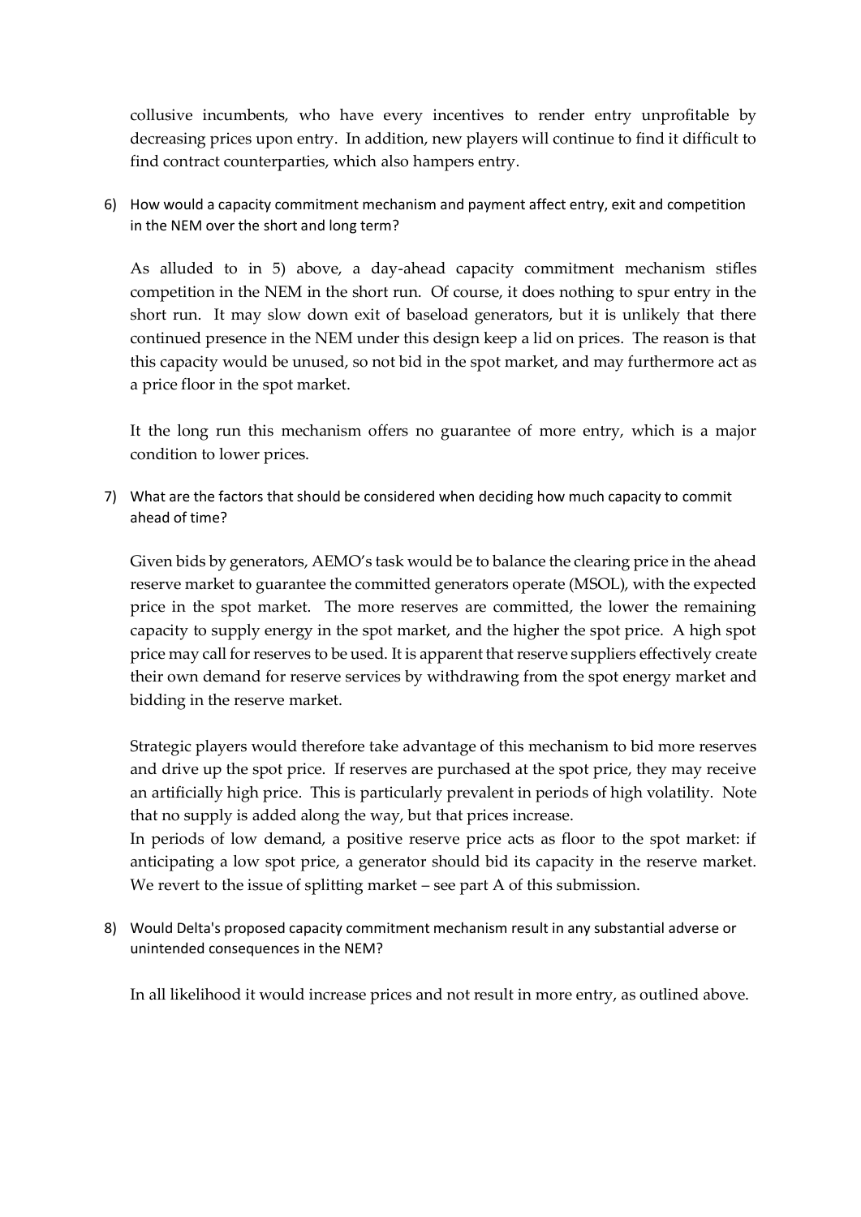collusive incumbents, who have every incentives to render entry unprofitable by decreasing prices upon entry. In addition, new players will continue to find it difficult to find contract counterparties, which also hampers entry.

6) How would a capacity commitment mechanism and payment affect entry, exit and competition in the NEM over the short and long term?

As alluded to in 5) above, a day-ahead capacity commitment mechanism stifles competition in the NEM in the short run. Of course, it does nothing to spur entry in the short run. It may slow down exit of baseload generators, but it is unlikely that there continued presence in the NEM under this design keep a lid on prices. The reason is that this capacity would be unused, so not bid in the spot market, and may furthermore act as a price floor in the spot market.

It the long run this mechanism offers no guarantee of more entry, which is a major condition to lower prices.

7) What are the factors that should be considered when deciding how much capacity to commit ahead of time?

Given bids by generators, AEMO's task would be to balance the clearing price in the ahead reserve market to guarantee the committed generators operate (MSOL), with the expected price in the spot market. The more reserves are committed, the lower the remaining capacity to supply energy in the spot market, and the higher the spot price. A high spot price may call for reserves to be used. It is apparent that reserve suppliers effectively create their own demand for reserve services by withdrawing from the spot energy market and bidding in the reserve market.

Strategic players would therefore take advantage of this mechanism to bid more reserves and drive up the spot price. If reserves are purchased at the spot price, they may receive an artificially high price. This is particularly prevalent in periods of high volatility. Note that no supply is added along the way, but that prices increase.

In periods of low demand, a positive reserve price acts as floor to the spot market: if anticipating a low spot price, a generator should bid its capacity in the reserve market. We revert to the issue of splitting market – see part A of this submission.

8) Would Delta's proposed capacity commitment mechanism result in any substantial adverse or unintended consequences in the NEM?

In all likelihood it would increase prices and not result in more entry, as outlined above.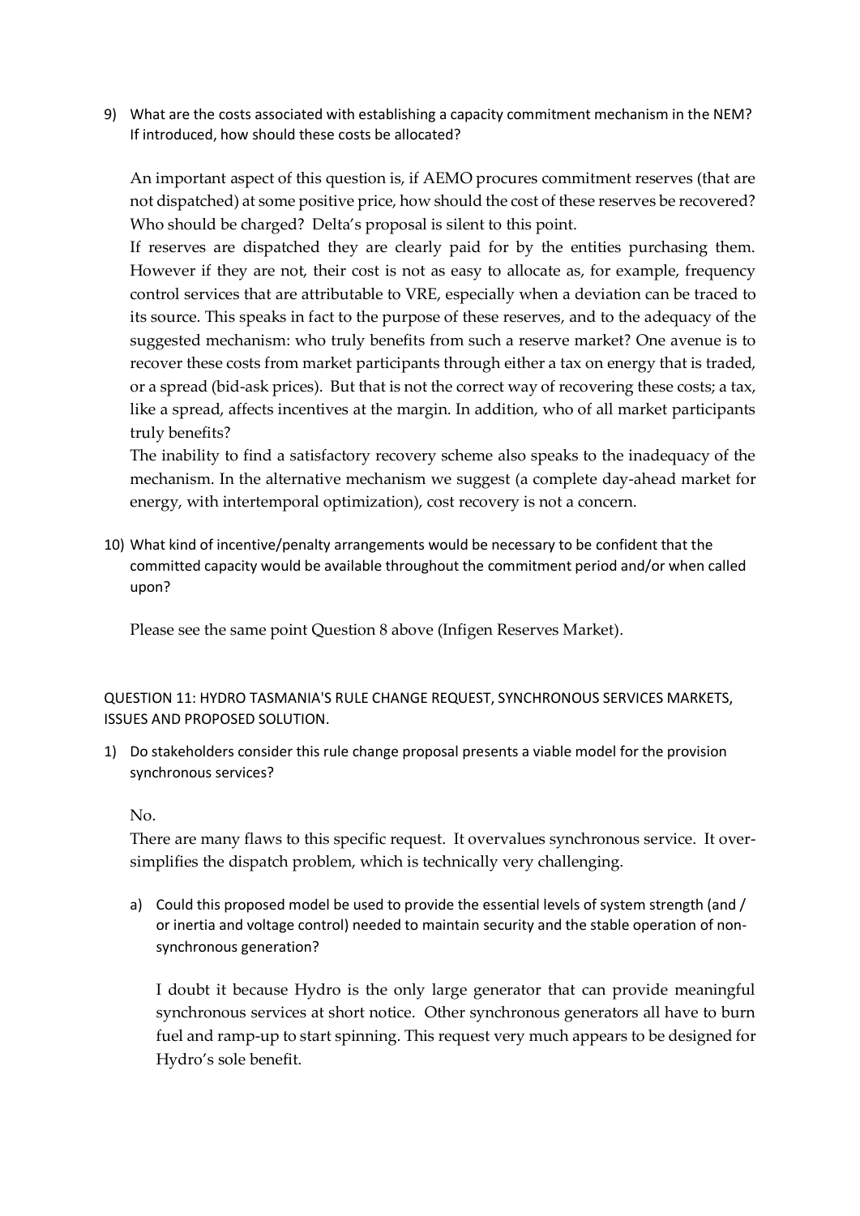9) What are the costs associated with establishing a capacity commitment mechanism in the NEM? If introduced, how should these costs be allocated?

   An important aspect of this question is, if AEMO procures commitment reserves (that are not dispatched) at some positive price, how should the cost of these reserves be recovered? Who should be charged? Delta's proposal is silent to this point.

   If reserves are dispatched they are clearly paid for by the entities purchasing them. However if they are not, their cost is not as easy to allocate as, for example, frequency control services that are attributable to VRE, especially when a deviation can be traced to its source. This speaks in fact to the purpose of these reserves, and to the adequacy of the suggested mechanism: who truly benefits from such a reserve market? One avenue is to recover these costs from market participants through either a tax on energy that is traded, or a spread (bid-ask prices). But that is not the correct way of recovering these costs; a tax, like a spread, affects incentives at the margin. In addition, who of all market participants truly benefits?

   The inability to find a satisfactory recovery scheme also speaks to the inadequacy of the mechanism. In the alternative mechanism we suggest (a complete day-ahead market for energy, with intertemporal optimization), cost recovery is not a concern.

10) What kind of incentive/penalty arrangements would be necessary to be confident that the committed capacity would be available throughout the commitment period and/or when called upon?

    Please see the same point Question 8 above (Infigen Reserves Market).

QUESTION 11: HYDRO TASMANIA'S RULE CHANGE REQUEST, SYNCHRONOUS SERVICES MARKETS, ISSUES AND PROPOSED SOLUTION.

1) Do stakeholders consider this rule change proposal presents a viable model for the provision synchronous services?

   No.

   There are many flaws to this specific request. It overvalues synchronous service. It over-simplifies the dispatch problem, which is technically very challenging.

   a) Could this proposed model be used to provide the essential levels of system strength (and / or inertia and voltage control) needed to maintain security and the stable operation of non-synchronous generation?

      I doubt it because Hydro is the only large generator that can provide meaningful synchronous services at short notice. Other synchronous generators all have to burn fuel and ramp-up to start spinning. This request very much appears to be designed for Hydro's sole benefit.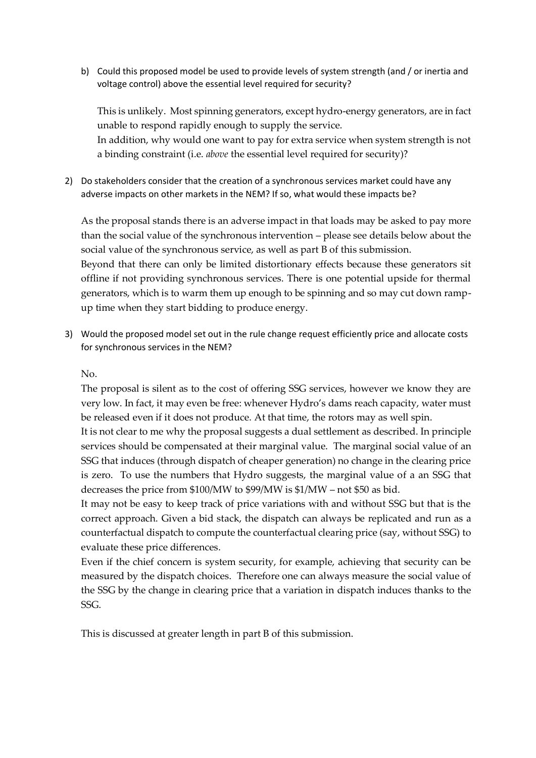b) Could this proposed model be used to provide levels of system strength (and / or inertia and voltage control) above the essential level required for security?

   This is unlikely. Most spinning generators, except hydro-energy generators, are in fact unable to respond rapidly enough to supply the service.
   In addition, why would one want to pay for extra service when system strength is not a binding constraint (i.e. *above* the essential level required for security)?

2) Do stakeholders consider that the creation of a synchronous services market could have any adverse impacts on other markets in the NEM? If so, what would these impacts be?

   As the proposal stands there is an adverse impact in that loads may be asked to pay more than the social value of the synchronous intervention – please see details below about the social value of the synchronous service, as well as part B of this submission.
   Beyond that there can only be limited distortionary effects because these generators sit offline if not providing synchronous services. There is one potential upside for thermal generators, which is to warm them up enough to be spinning and so may cut down ramp-up time when they start bidding to produce energy.

3) Would the proposed model set out in the rule change request efficiently price and allocate costs for synchronous services in the NEM?

   No.
   The proposal is silent as to the cost of offering SSG services, however we know they are very low. In fact, it may even be free: whenever Hydro's dams reach capacity, water must be released even if it does not produce. At that time, the rotors may as well spin.
   It is not clear to me why the proposal suggests a dual settlement as described. In principle services should be compensated at their marginal value. The marginal social value of an SSG that induces (through dispatch of cheaper generation) no change in the clearing price is zero. To use the numbers that Hydro suggests, the marginal value of a an SSG that decreases the price from $100/MW to $99/MW is $1/MW – not $50 as bid.
   It may not be easy to keep track of price variations with and without SSG but that is the correct approach. Given a bid stack, the dispatch can always be replicated and run as a counterfactual dispatch to compute the counterfactual clearing price (say, without SSG) to evaluate these price differences.
   Even if the chief concern is system security, for example, achieving that security can be measured by the dispatch choices. Therefore one can always measure the social value of the SSG by the change in clearing price that a variation in dispatch induces thanks to the SSG.

   This is discussed at greater length in part B of this submission.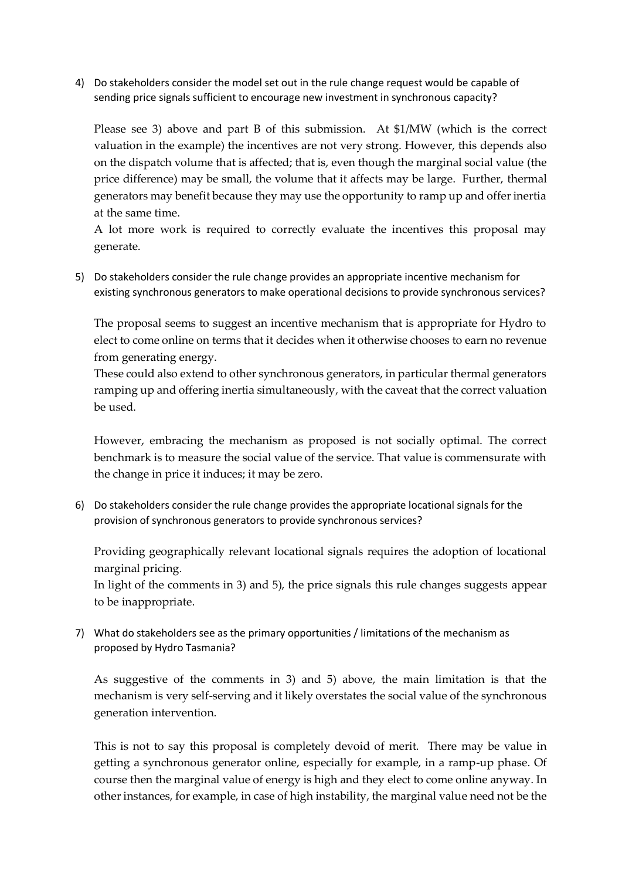4) Do stakeholders consider the model set out in the rule change request would be capable of sending price signals sufficient to encourage new investment in synchronous capacity?

   Please see 3) above and part B of this submission. At $1/MW (which is the correct valuation in the example) the incentives are not very strong. However, this depends also on the dispatch volume that is affected; that is, even though the marginal social value (the price difference) may be small, the volume that it affects may be large. Further, thermal generators may benefit because they may use the opportunity to ramp up and offer inertia at the same time.
   A lot more work is required to correctly evaluate the incentives this proposal may generate.

5) Do stakeholders consider the rule change provides an appropriate incentive mechanism for existing synchronous generators to make operational decisions to provide synchronous services?

   The proposal seems to suggest an incentive mechanism that is appropriate for Hydro to elect to come online on terms that it decides when it otherwise chooses to earn no revenue from generating energy.
   These could also extend to other synchronous generators, in particular thermal generators ramping up and offering inertia simultaneously, with the caveat that the correct valuation be used.

   However, embracing the mechanism as proposed is not socially optimal. The correct benchmark is to measure the social value of the service. That value is commensurate with the change in price it induces; it may be zero.

6) Do stakeholders consider the rule change provides the appropriate locational signals for the provision of synchronous generators to provide synchronous services?

   Providing geographically relevant locational signals requires the adoption of locational marginal pricing.
   In light of the comments in 3) and 5), the price signals this rule changes suggests appear to be inappropriate.

7) What do stakeholders see as the primary opportunities / limitations of the mechanism as proposed by Hydro Tasmania?

   As suggestive of the comments in 3) and 5) above, the main limitation is that the mechanism is very self-serving and it likely overstates the social value of the synchronous generation intervention.

   This is not to say this proposal is completely devoid of merit. There may be value in getting a synchronous generator online, especially for example, in a ramp-up phase. Of course then the marginal value of energy is high and they elect to come online anyway. In other instances, for example, in case of high instability, the marginal value need not be the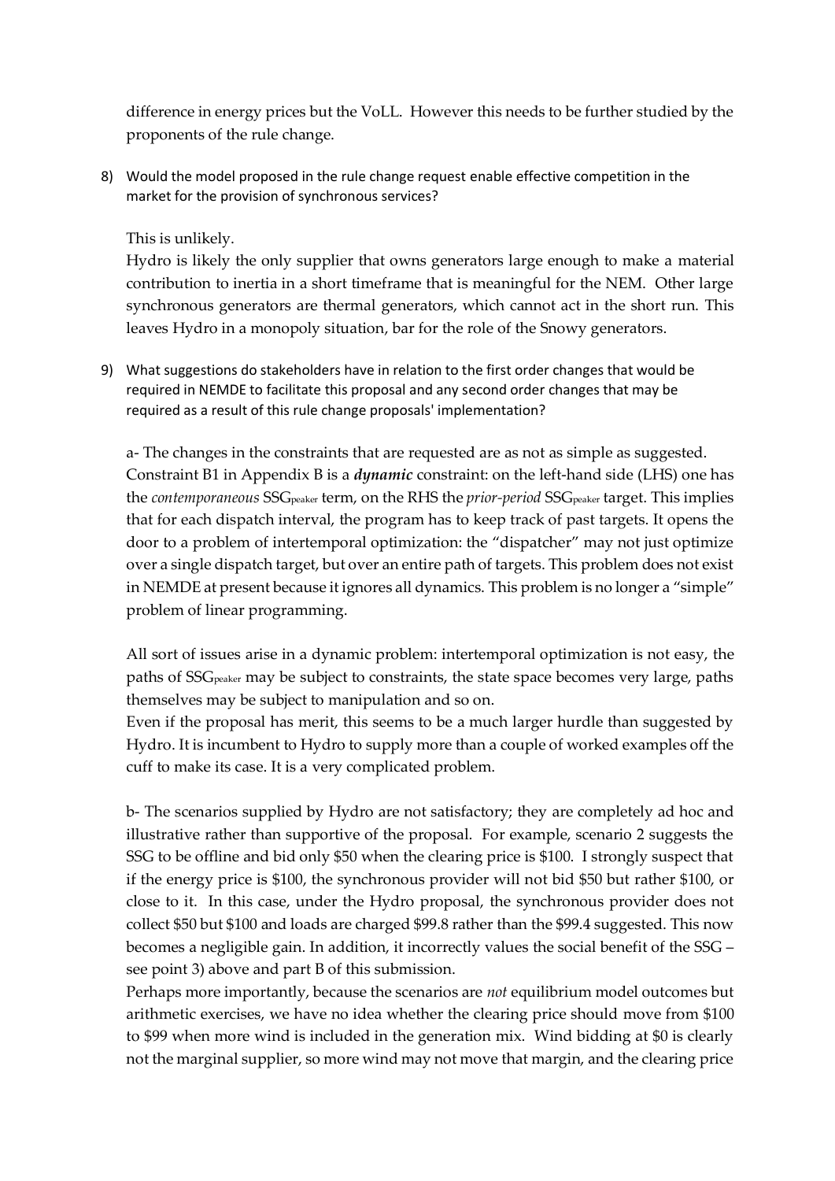difference in energy prices but the VoLL. However this needs to be further studied by the proponents of the rule change.

8) Would the model proposed in the rule change request enable effective competition in the market for the provision of synchronous services?

   This is unlikely.
   Hydro is likely the only supplier that owns generators large enough to make a material contribution to inertia in a short timeframe that is meaningful for the NEM. Other large synchronous generators are thermal generators, which cannot act in the short run. This leaves Hydro in a monopoly situation, bar for the role of the Snowy generators.

9) What suggestions do stakeholders have in relation to the first order changes that would be required in NEMDE to facilitate this proposal and any second order changes that may be required as a result of this rule change proposals' implementation?

   a- The changes in the constraints that are requested are as not as simple as suggested. Constraint B1 in Appendix B is a ***dynamic*** constraint: on the left-hand side (LHS) one has the *contemporaneous* $SSG_{peaker}$ term, on the RHS the *prior-period* $SSG_{peaker}$ target. This implies that for each dispatch interval, the program has to keep track of past targets. It opens the door to a problem of intertemporal optimization: the "dispatcher" may not just optimize over a single dispatch target, but over an entire path of targets. This problem does not exist in NEMDE at present because it ignores all dynamics. This problem is no longer a "simple" problem of linear programming.

   All sort of issues arise in a dynamic problem: intertemporal optimization is not easy, the paths of $SSG_{peaker}$ may be subject to constraints, the state space becomes very large, paths themselves may be subject to manipulation and so on.
   Even if the proposal has merit, this seems to be a much larger hurdle than suggested by Hydro. It is incumbent to Hydro to supply more than a couple of worked examples off the cuff to make its case. It is a very complicated problem.

   b- The scenarios supplied by Hydro are not satisfactory; they are completely ad hoc and illustrative rather than supportive of the proposal. For example, scenario 2 suggests the SSG to be offline and bid only $50 when the clearing price is $100. I strongly suspect that if the energy price is $100, the synchronous provider will not bid $50 but rather $100, or close to it. In this case, under the Hydro proposal, the synchronous provider does not collect $50 but $100 and loads are charged $99.8 rather than the $99.4 suggested. This now becomes a negligible gain. In addition, it incorrectly values the social benefit of the SSG – see point 3) above and part B of this submission.
   Perhaps more importantly, because the scenarios are *not* equilibrium model outcomes but arithmetic exercises, we have no idea whether the clearing price should move from $100 to $99 when more wind is included in the generation mix. Wind bidding at $0 is clearly not the marginal supplier, so more wind may not move that margin, and the clearing price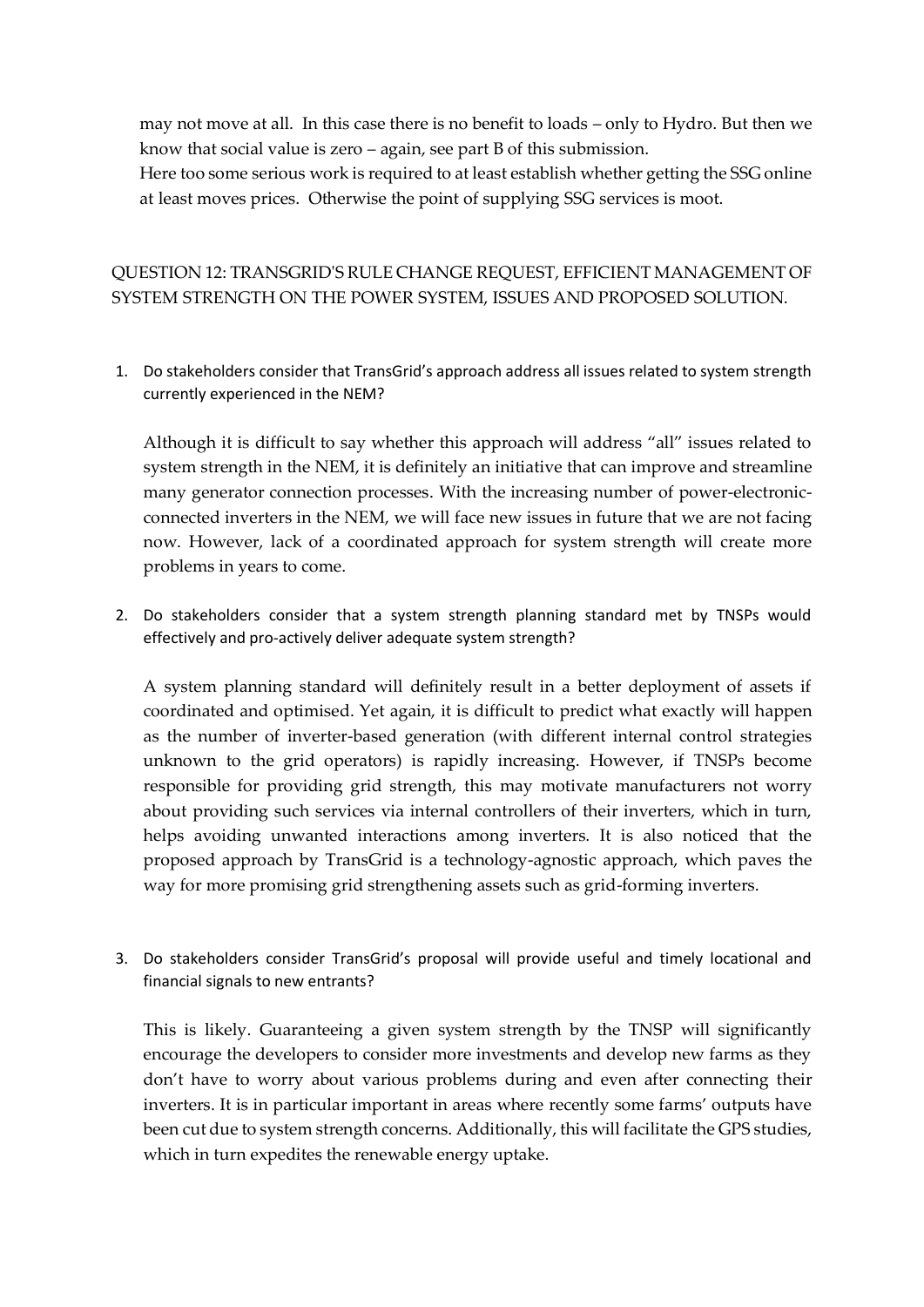may not move at all. In this case there is no benefit to loads – only to Hydro. But then we know that social value is zero – again, see part B of this submission.

Here too some serious work is required to at least establish whether getting the SSG online at least moves prices. Otherwise the point of supplying SSG services is moot.

## QUESTION 12: TRANSGRID'S RULE CHANGE REQUEST, EFFICIENT MANAGEMENT OF SYSTEM STRENGTH ON THE POWER SYSTEM, ISSUES AND PROPOSED SOLUTION.

1. Do stakeholders consider that TransGrid's approach address all issues related to system strength currently experienced in the NEM?

   Although it is difficult to say whether this approach will address "all" issues related to system strength in the NEM, it is definitely an initiative that can improve and streamline many generator connection processes. With the increasing number of power-electronic-connected inverters in the NEM, we will face new issues in future that we are not facing now. However, lack of a coordinated approach for system strength will create more problems in years to come.

2. Do stakeholders consider that a system strength planning standard met by TNSPs would effectively and pro-actively deliver adequate system strength?

   A system planning standard will definitely result in a better deployment of assets if coordinated and optimised. Yet again, it is difficult to predict what exactly will happen as the number of inverter-based generation (with different internal control strategies unknown to the grid operators) is rapidly increasing. However, if TNSPs become responsible for providing grid strength, this may motivate manufacturers not worry about providing such services via internal controllers of their inverters, which in turn, helps avoiding unwanted interactions among inverters. It is also noticed that the proposed approach by TransGrid is a technology-agnostic approach, which paves the way for more promising grid strengthening assets such as grid-forming inverters.

3. Do stakeholders consider TransGrid's proposal will provide useful and timely locational and financial signals to new entrants?

   This is likely. Guaranteeing a given system strength by the TNSP will significantly encourage the developers to consider more investments and develop new farms as they don't have to worry about various problems during and even after connecting their inverters. It is in particular important in areas where recently some farms' outputs have been cut due to system strength concerns. Additionally, this will facilitate the GPS studies, which in turn expedites the renewable energy uptake.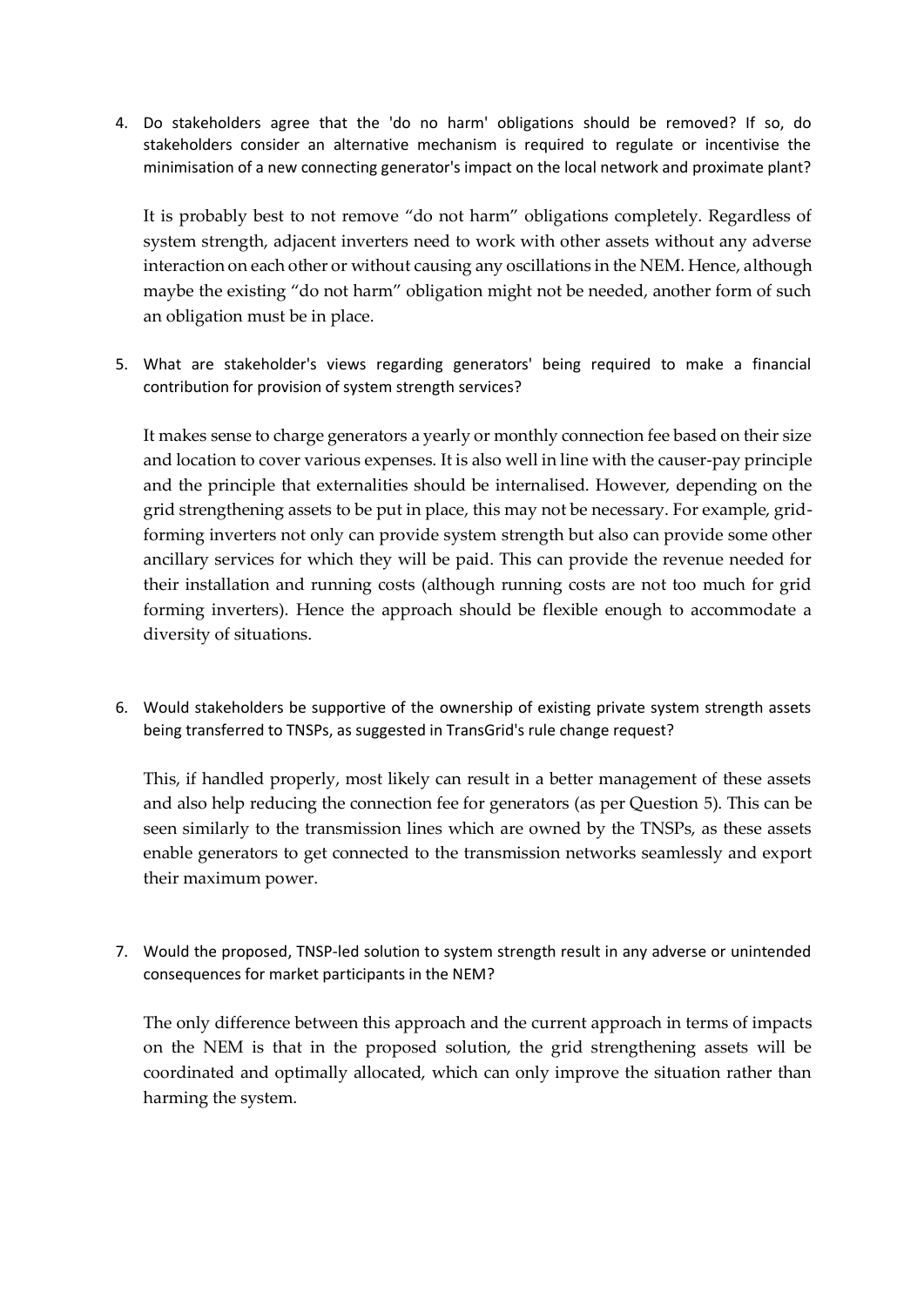4. Do stakeholders agree that the 'do no harm' obligations should be removed? If so, do stakeholders consider an alternative mechanism is required to regulate or incentivise the minimisation of a new connecting generator's impact on the local network and proximate plant?

   It is probably best to not remove "do not harm" obligations completely. Regardless of system strength, adjacent inverters need to work with other assets without any adverse interaction on each other or without causing any oscillations in the NEM. Hence, although maybe the existing "do not harm" obligation might not be needed, another form of such an obligation must be in place.

5. What are stakeholder's views regarding generators' being required to make a financial contribution for provision of system strength services?

   It makes sense to charge generators a yearly or monthly connection fee based on their size and location to cover various expenses. It is also well in line with the causer-pay principle and the principle that externalities should be internalised. However, depending on the grid strengthening assets to be put in place, this may not be necessary. For example, grid-forming inverters not only can provide system strength but also can provide some other ancillary services for which they will be paid. This can provide the revenue needed for their installation and running costs (although running costs are not too much for grid forming inverters). Hence the approach should be flexible enough to accommodate a diversity of situations.

6. Would stakeholders be supportive of the ownership of existing private system strength assets being transferred to TNSPs, as suggested in TransGrid's rule change request?

   This, if handled properly, most likely can result in a better management of these assets and also help reducing the connection fee for generators (as per Question 5). This can be seen similarly to the transmission lines which are owned by the TNSPs, as these assets enable generators to get connected to the transmission networks seamlessly and export their maximum power.

7. Would the proposed, TNSP-led solution to system strength result in any adverse or unintended consequences for market participants in the NEM?

   The only difference between this approach and the current approach in terms of impacts on the NEM is that in the proposed solution, the grid strengthening assets will be coordinated and optimally allocated, which can only improve the situation rather than harming the system.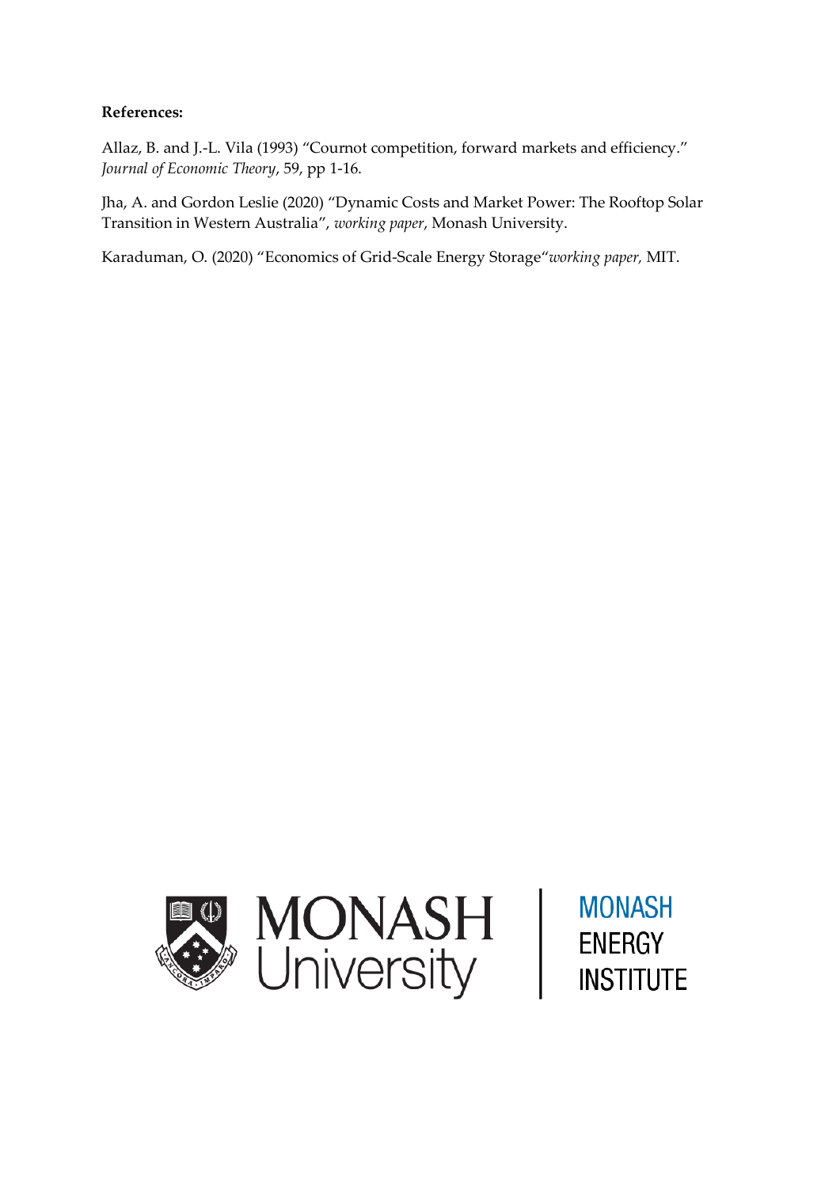**References:**

Allaz, B. and J.-L. Vila (1993) "Cournot competition, forward markets and efficiency." *Journal of Economic Theory*, 59, pp 1-16.

Jha, A. and Gordon Leslie (2020) "Dynamic Costs and Market Power: The Rooftop Solar Transition in Western Australia", *working paper*, Monash University.

Karaduman, O. (2020) "Economics of Grid-Scale Energy Storage"*working paper,* MIT.

MONASH University | MONASH ENERGY INSTITUTE